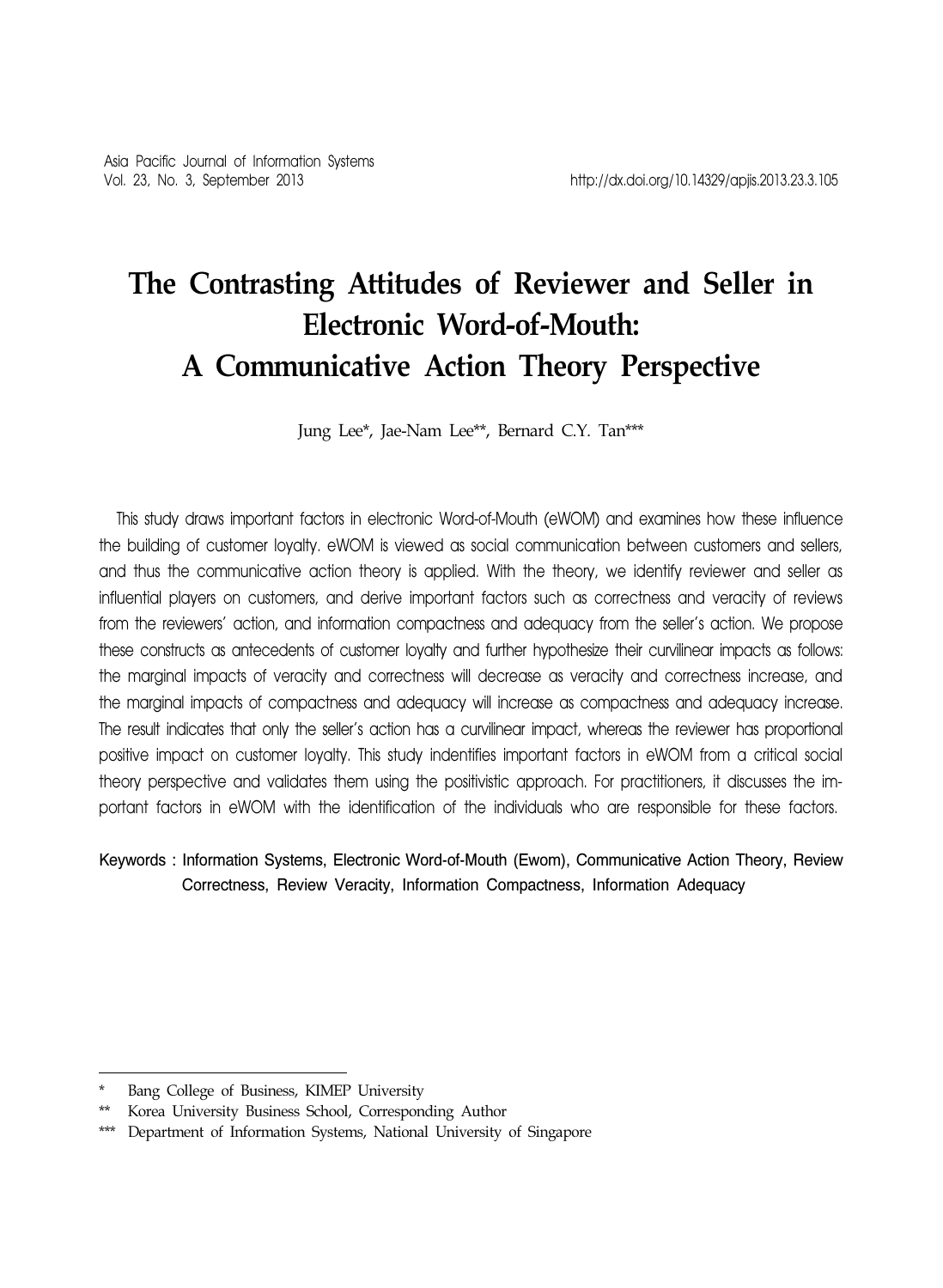# The Contrasting Attitudes of Reviewer and Seller in Electronic Word-of-Mouth: A Communicative Action Theory Perspective

Jung Lee*, Jae-Nam Lee**, Bernard C.Y. Tan***

This study draws important factors in electronic Word-of-Mouth (eWOM) and examines how these influence the building of customer loyalty. eWOM is viewed as social communication between customers and sellers, and thus the communicative action theory is applied. With the theory, we identify reviewer and seller as influential players on customers, and derive important factors such as correctness and veracity of reviews from the reviewers' action, and information compactness and adequacy from the seller's action. We propose these constructs as antecedents of customer loyalty and further hypothesize their curvilinear impacts as follows: the marginal impacts of veracity and correctness will decrease as veracity and correctness increase, and the marginal impacts of compactness and adequacy will increase as compactness and adequacy increase. The result indicates that only the seller's action has a curvilinear impact, whereas the reviewer has proportional positive impact on customer loyalty. This study indentifies important factors in eWOM from a critical social theory perspective and validates them using the positivistic approach. For practitioners, it discusses the important factors in eWOM with the identification of the individuals who are responsible for these factors.

Keywords : Information Systems, Electronic Word-of-Mouth (Ewom), Communicative Action Theory, Review Correctness, Review Veracity, Information Compactness, Information Adequacy

---

\* Bang College of Business, KIMEP University

\** Korea University Business School, Corresponding Author

\*** Department of Information Systems, National University of Singapore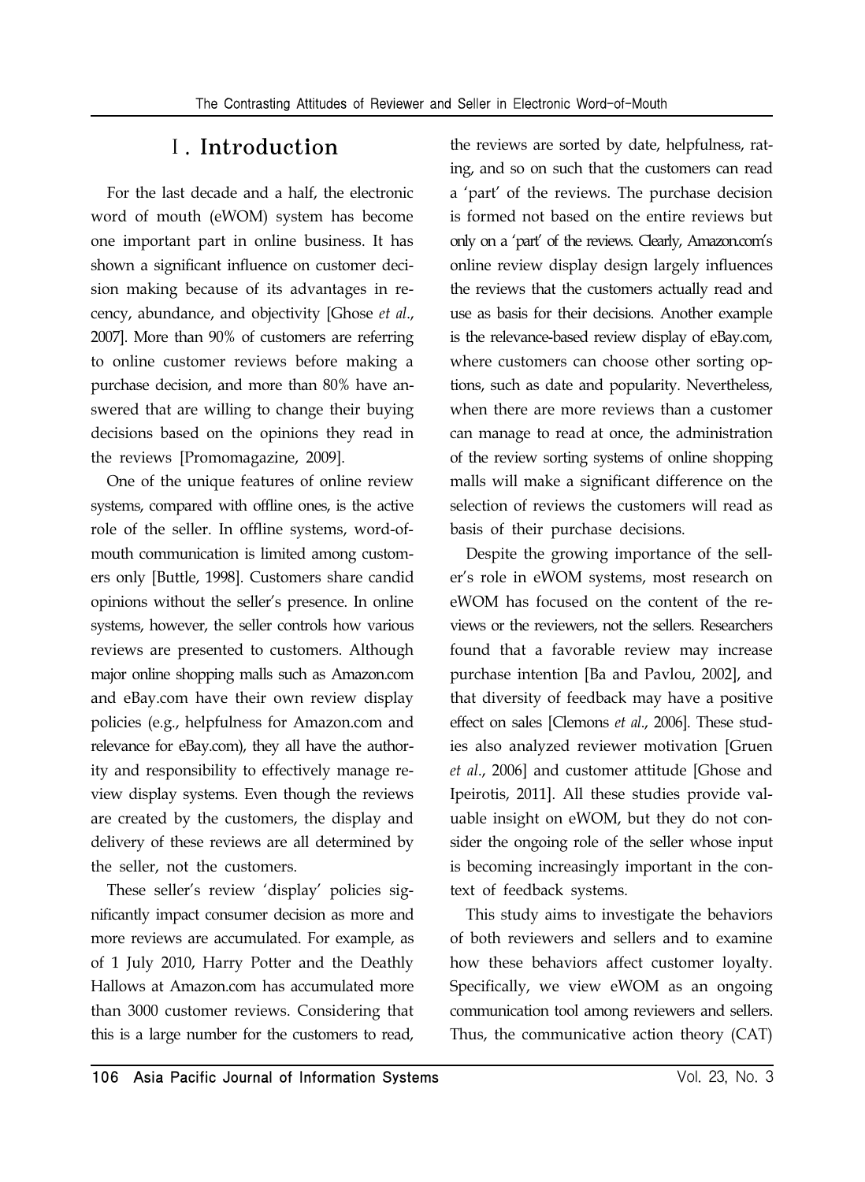## Ⅰ. Introduction

For the last decade and a half, the electronic word of mouth (eWOM) system has become one important part in online business. It has shown a significant influence on customer decision making because of its advantages in recency, abundance, and objectivity [Ghose *et al*., 2007]. More than 90% of customers are referring to online customer reviews before making a purchase decision, and more than 80% have answered that are willing to change their buying decisions based on the opinions they read in the reviews [Promomagazine, 2009].

One of the unique features of online review systems, compared with offline ones, is the active role of the seller. In offline systems, word-of-mouth communication is limited among customers only [Buttle, 1998]. Customers share candid opinions without the seller's presence. In online systems, however, the seller controls how various reviews are presented to customers. Although major online shopping malls such as Amazon.com and eBay.com have their own review display policies (e.g., helpfulness for Amazon.com and relevance for eBay.com), they all have the authority and responsibility to effectively manage review display systems. Even though the reviews are created by the customers, the display and delivery of these reviews are all determined by the seller, not the customers.

These seller's review 'display' policies significantly impact consumer decision as more and more reviews are accumulated. For example, as of 1 July 2010, Harry Potter and the Deathly Hallows at Amazon.com has accumulated more than 3000 customer reviews. Considering that this is a large number for the customers to read, the reviews are sorted by date, helpfulness, rating, and so on such that the customers can read a 'part' of the reviews. The purchase decision is formed not based on the entire reviews but only on a 'part' of the reviews. Clearly, Amazon.com's online review display design largely influences the reviews that the customers actually read and use as basis for their decisions. Another example is the relevance-based review display of eBay.com, where customers can choose other sorting options, such as date and popularity. Nevertheless, when there are more reviews than a customer can manage to read at once, the administration of the review sorting systems of online shopping malls will make a significant difference on the selection of reviews the customers will read as basis of their purchase decisions.

Despite the growing importance of the seller's role in eWOM systems, most research on eWOM has focused on the content of the reviews or the reviewers, not the sellers. Researchers found that a favorable review may increase purchase intention [Ba and Pavlou, 2002], and that diversity of feedback may have a positive effect on sales [Clemons *et al*., 2006]. These studies also analyzed reviewer motivation [Gruen *et al*., 2006] and customer attitude [Ghose and Ipeirotis, 2011]. All these studies provide valuable insight on eWOM, but they do not consider the ongoing role of the seller whose input is becoming increasingly important in the context of feedback systems.

This study aims to investigate the behaviors of both reviewers and sellers and to examine how these behaviors affect customer loyalty. Specifically, we view eWOM as an ongoing communication tool among reviewers and sellers. Thus, the communicative action theory (CAT)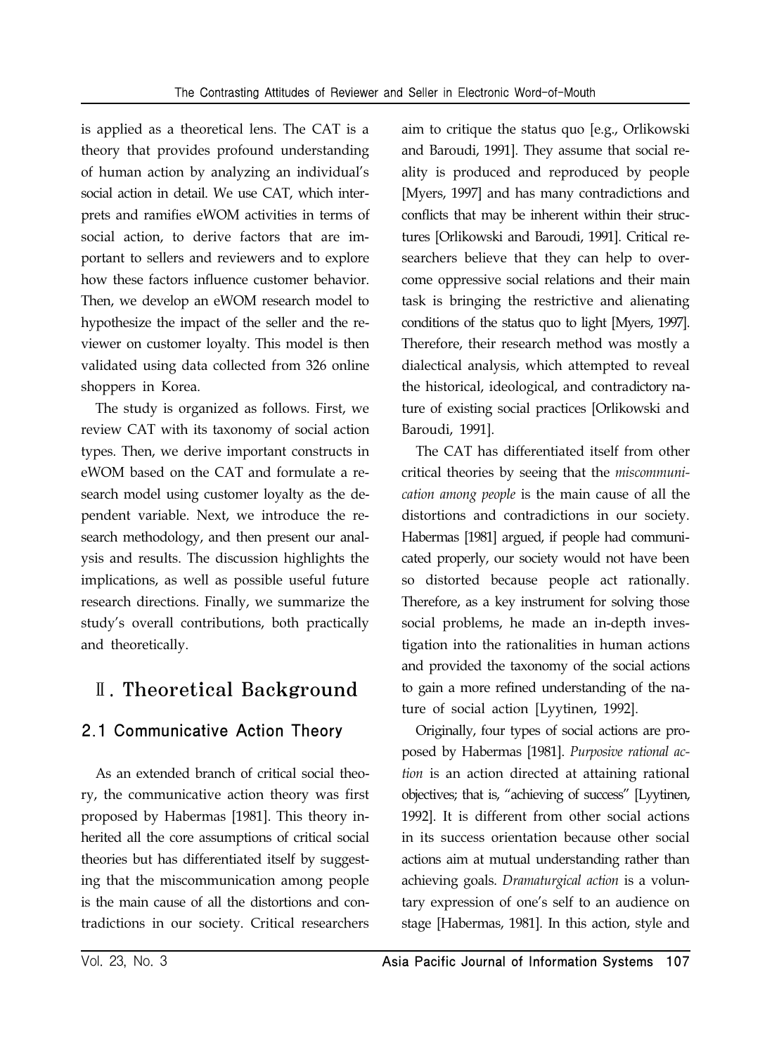is applied as a theoretical lens. The CAT is a theory that provides profound understanding of human action by analyzing an individual's social action in detail. We use CAT, which interprets and ramifies eWOM activities in terms of social action, to derive factors that are important to sellers and reviewers and to explore how these factors influence customer behavior. Then, we develop an eWOM research model to hypothesize the impact of the seller and the reviewer on customer loyalty. This model is then validated using data collected from 326 online shoppers in Korea.

The study is organized as follows. First, we review CAT with its taxonomy of social action types. Then, we derive important constructs in eWOM based on the CAT and formulate a research model using customer loyalty as the dependent variable. Next, we introduce the research methodology, and then present our analysis and results. The discussion highlights the implications, as well as possible useful future research directions. Finally, we summarize the study's overall contributions, both practically and theoretically.

# Ⅱ. Theoretical Background

## 2.1 Communicative Action Theory

As an extended branch of critical social theory, the communicative action theory was first proposed by Habermas [1981]. This theory inherited all the core assumptions of critical social theories but has differentiated itself by suggesting that the miscommunication among people is the main cause of all the distortions and contradictions in our society. Critical researchers aim to critique the status quo [e.g., Orlikowski and Baroudi, 1991]. They assume that social reality is produced and reproduced by people [Myers, 1997] and has many contradictions and conflicts that may be inherent within their structures [Orlikowski and Baroudi, 1991]. Critical researchers believe that they can help to overcome oppressive social relations and their main task is bringing the restrictive and alienating conditions of the status quo to light [Myers, 1997]. Therefore, their research method was mostly a dialectical analysis, which attempted to reveal the historical, ideological, and contradictory nature of existing social practices [Orlikowski and Baroudi, 1991].

The CAT has differentiated itself from other critical theories by seeing that the *miscommunication among people* is the main cause of all the distortions and contradictions in our society. Habermas [1981] argued, if people had communicated properly, our society would not have been so distorted because people act rationally. Therefore, as a key instrument for solving those social problems, he made an in-depth investigation into the rationalities in human actions and provided the taxonomy of the social actions to gain a more refined understanding of the nature of social action [Lyytinen, 1992].

Originally, four types of social actions are proposed by Habermas [1981]. *Purposive rational action* is an action directed at attaining rational objectives; that is, "achieving of success" [Lyytinen, 1992]. It is different from other social actions in its success orientation because other social actions aim at mutual understanding rather than achieving goals. *Dramaturgical action* is a voluntary expression of one's self to an audience on stage [Habermas, 1981]. In this action, style and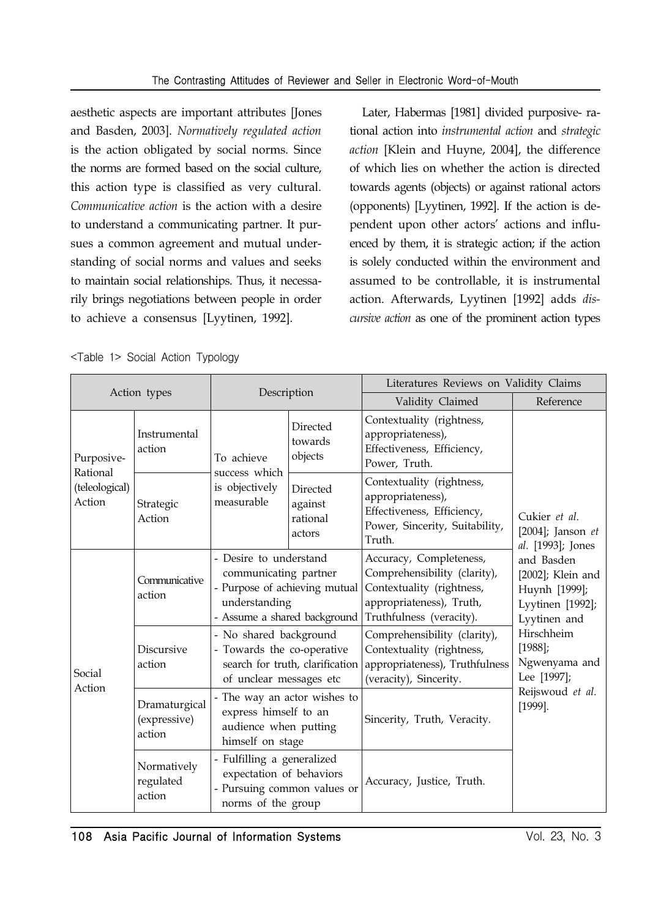aesthetic aspects are important attributes [Jones and Basden, 2003]. *Normatively regulated action* is the action obligated by social norms. Since the norms are formed based on the social culture, this action type is classified as very cultural. *Communicative action* is the action with a desire to understand a communicating partner. It pursues a common agreement and mutual understanding of social norms and values and seeks to maintain social relationships. Thus, it necessarily brings negotiations between people in order to achieve a consensus [Lyytinen, 1992].

Later, Habermas [1981] divided purposive- rational action into *instrumental action* and *strategic action* [Klein and Huyne, 2004], the difference of which lies on whether the action is directed towards agents (objects) or against rational actors (opponents) [Lyytinen, 1992]. If the action is dependent upon other actors' actions and influenced by them, it is strategic action; if the action is solely conducted within the environment and assumed to be controllable, it is instrumental action. Afterwards, Lyytinen [1992] adds *discursive action* as one of the prominent action types

<Table 1> Social Action Typology

| Action types | | Description | | Literatures Reviews on Validity Claims | |
|---|---|---|---|---|---|
| | | | | Validity Claimed | Reference |
| Purposive-Rational (teleological) Action | Instrumental action | To achieve success which is objectively measurable | Directed towards objects | Contextuality (rightness, appropriateness), Effectiveness, Efficiency, Power, Truth. | Cukier *et al.* [2004]; Janson *et al.* [1993]; Jones and Basden [2002]; Klein and Huynh [1999]; Lyytinen [1992]; Lyytinen and Hirschheim [1988]; Ngwenyama and Lee [1997]; Reijswoud *et al.* [1999]. |
| | Strategic Action | | Directed against rational actors | Contextuality (rightness, appropriateness), Effectiveness, Efficiency, Power, Sincerity, Suitability, Truth. | |
| Social Action | Communicative action | - Desire to understand communicating partner<br>- Purpose of achieving mutual understanding<br>- Assume a shared background | | Accuracy, Completeness, Comprehensibility (clarity), Contextuality (rightness, appropriateness), Truth, Truthfulness (veracity). | |
| | Discursive action | - No shared background<br>- Towards the co-operative search for truth, clarification of unclear messages etc | | Comprehensibility (clarity), Contextuality (rightness, appropriateness), Truthfulness (veracity), Sincerity. | |
| | Dramaturgical (expressive) action | - The way an actor wishes to express himself to an audience when putting himself on stage | | Sincerity, Truth, Veracity. | |
| | Normatively regulated action | - Fulfilling a generalized expectation of behaviors<br>- Pursuing common values or norms of the group | | Accuracy, Justice, Truth. | |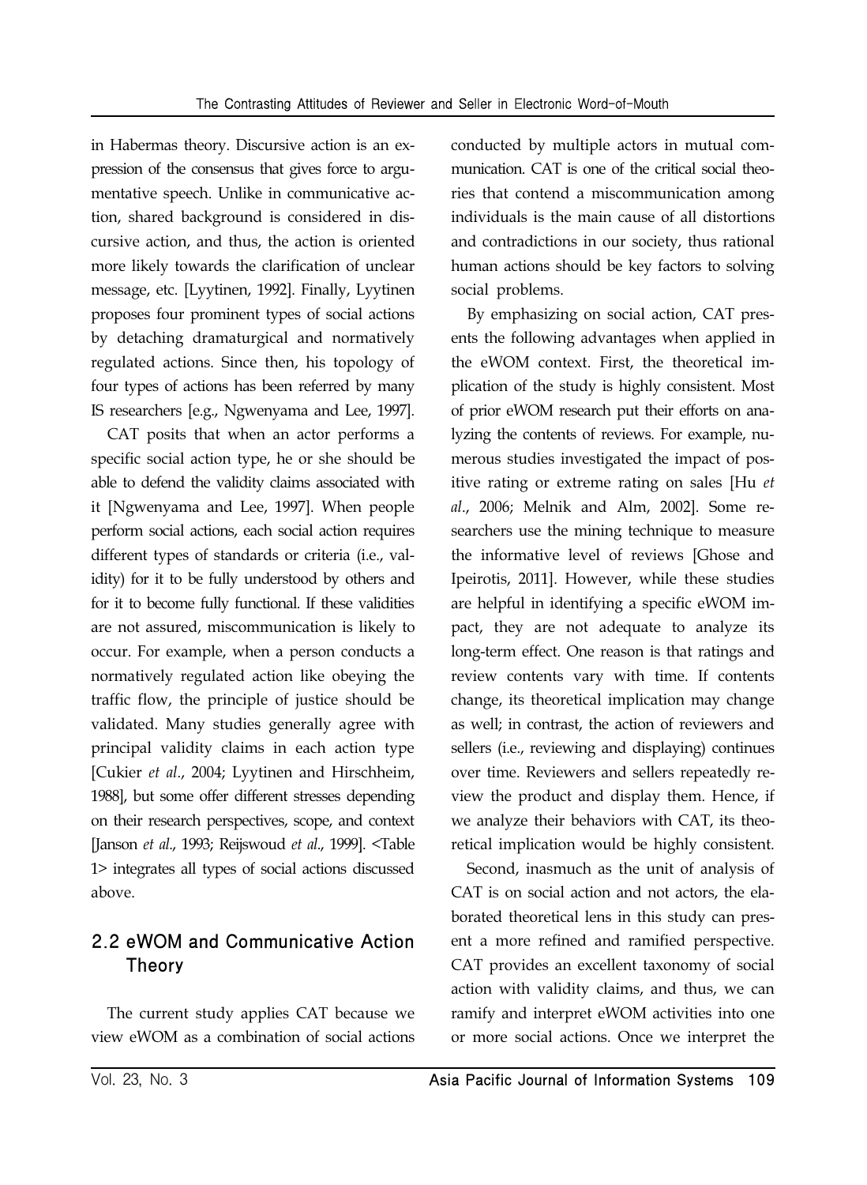in Habermas theory. Discursive action is an expression of the consensus that gives force to argumentative speech. Unlike in communicative action, shared background is considered in discursive action, and thus, the action is oriented more likely towards the clarification of unclear message, etc. [Lyytinen, 1992]. Finally, Lyytinen proposes four prominent types of social actions by detaching dramaturgical and normatively regulated actions. Since then, his topology of four types of actions has been referred by many IS researchers [e.g., Ngwenyama and Lee, 1997].

CAT posits that when an actor performs a specific social action type, he or she should be able to defend the validity claims associated with it [Ngwenyama and Lee, 1997]. When people perform social actions, each social action requires different types of standards or criteria (i.e., validity) for it to be fully understood by others and for it to become fully functional. If these validities are not assured, miscommunication is likely to occur. For example, when a person conducts a normatively regulated action like obeying the traffic flow, the principle of justice should be validated. Many studies generally agree with principal validity claims in each action type [Cukier *et al*., 2004; Lyytinen and Hirschheim, 1988], but some offer different stresses depending on their research perspectives, scope, and context [Janson *et al*., 1993; Reijswoud *et al*., 1999]. <Table 1> integrates all types of social actions discussed above.

## 2.2 eWOM and Communicative Action Theory

The current study applies CAT because we view eWOM as a combination of social actions conducted by multiple actors in mutual communication. CAT is one of the critical social theories that contend a miscommunication among individuals is the main cause of all distortions and contradictions in our society, thus rational human actions should be key factors to solving social problems.

By emphasizing on social action, CAT presents the following advantages when applied in the eWOM context. First, the theoretical implication of the study is highly consistent. Most of prior eWOM research put their efforts on analyzing the contents of reviews. For example, numerous studies investigated the impact of positive rating or extreme rating on sales [Hu *et al*., 2006; Melnik and Alm, 2002]. Some researchers use the mining technique to measure the informative level of reviews [Ghose and Ipeirotis, 2011]. However, while these studies are helpful in identifying a specific eWOM impact, they are not adequate to analyze its long-term effect. One reason is that ratings and review contents vary with time. If contents change, its theoretical implication may change as well; in contrast, the action of reviewers and sellers (i.e., reviewing and displaying) continues over time. Reviewers and sellers repeatedly review the product and display them. Hence, if we analyze their behaviors with CAT, its theoretical implication would be highly consistent.

Second, inasmuch as the unit of analysis of CAT is on social action and not actors, the elaborated theoretical lens in this study can present a more refined and ramified perspective. CAT provides an excellent taxonomy of social action with validity claims, and thus, we can ramify and interpret eWOM activities into one or more social actions. Once we interpret the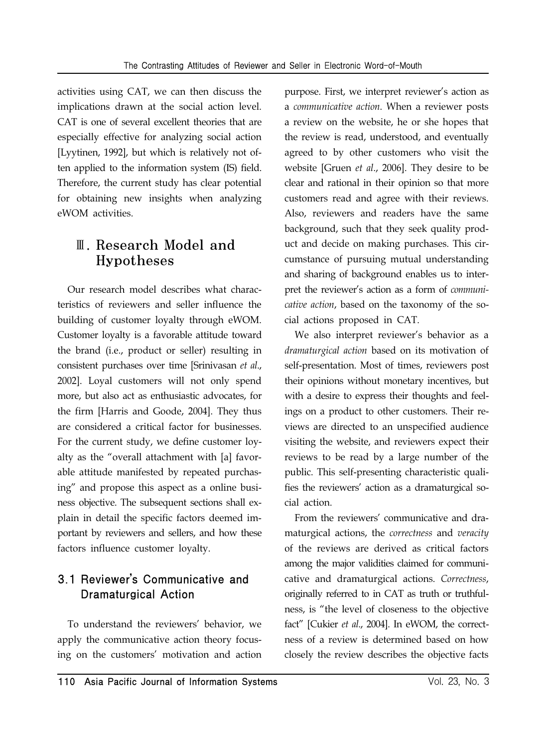activities using CAT, we can then discuss the implications drawn at the social action level. CAT is one of several excellent theories that are especially effective for analyzing social action [Lyytinen, 1992], but which is relatively not often applied to the information system (IS) field. Therefore, the current study has clear potential for obtaining new insights when analyzing eWOM activities.

# Ⅲ. Research Model and Hypotheses

Our research model describes what characteristics of reviewers and seller influence the building of customer loyalty through eWOM. Customer loyalty is a favorable attitude toward the brand (i.e., product or seller) resulting in consistent purchases over time [Srinivasan *et al*., 2002]. Loyal customers will not only spend more, but also act as enthusiastic advocates, for the firm [Harris and Goode, 2004]. They thus are considered a critical factor for businesses. For the current study, we define customer loyalty as the "overall attachment with [a] favorable attitude manifested by repeated purchasing" and propose this aspect as a online business objective. The subsequent sections shall explain in detail the specific factors deemed important by reviewers and sellers, and how these factors influence customer loyalty.

## 3.1 Reviewer's Communicative and Dramaturgical Action

To understand the reviewers' behavior, we apply the communicative action theory focusing on the customers' motivation and action purpose. First, we interpret reviewer's action as a *communicative action*. When a reviewer posts a review on the website, he or she hopes that the review is read, understood, and eventually agreed to by other customers who visit the website [Gruen *et al*., 2006]. They desire to be clear and rational in their opinion so that more customers read and agree with their reviews. Also, reviewers and readers have the same background, such that they seek quality product and decide on making purchases. This circumstance of pursuing mutual understanding and sharing of background enables us to interpret the reviewer's action as a form of *communicative action*, based on the taxonomy of the social actions proposed in CAT.

We also interpret reviewer's behavior as a *dramaturgical action* based on its motivation of self-presentation. Most of times, reviewers post their opinions without monetary incentives, but with a desire to express their thoughts and feelings on a product to other customers. Their reviews are directed to an unspecified audience visiting the website, and reviewers expect their reviews to be read by a large number of the public. This self-presenting characteristic qualifies the reviewers' action as a dramaturgical social action.

From the reviewers' communicative and dramaturgical actions, the *correctness* and *veracity* of the reviews are derived as critical factors among the major validities claimed for communicative and dramaturgical actions. *Correctness*, originally referred to in CAT as truth or truthfulness, is "the level of closeness to the objective fact" [Cukier *et al*., 2004]. In eWOM, the correctness of a review is determined based on how closely the review describes the objective facts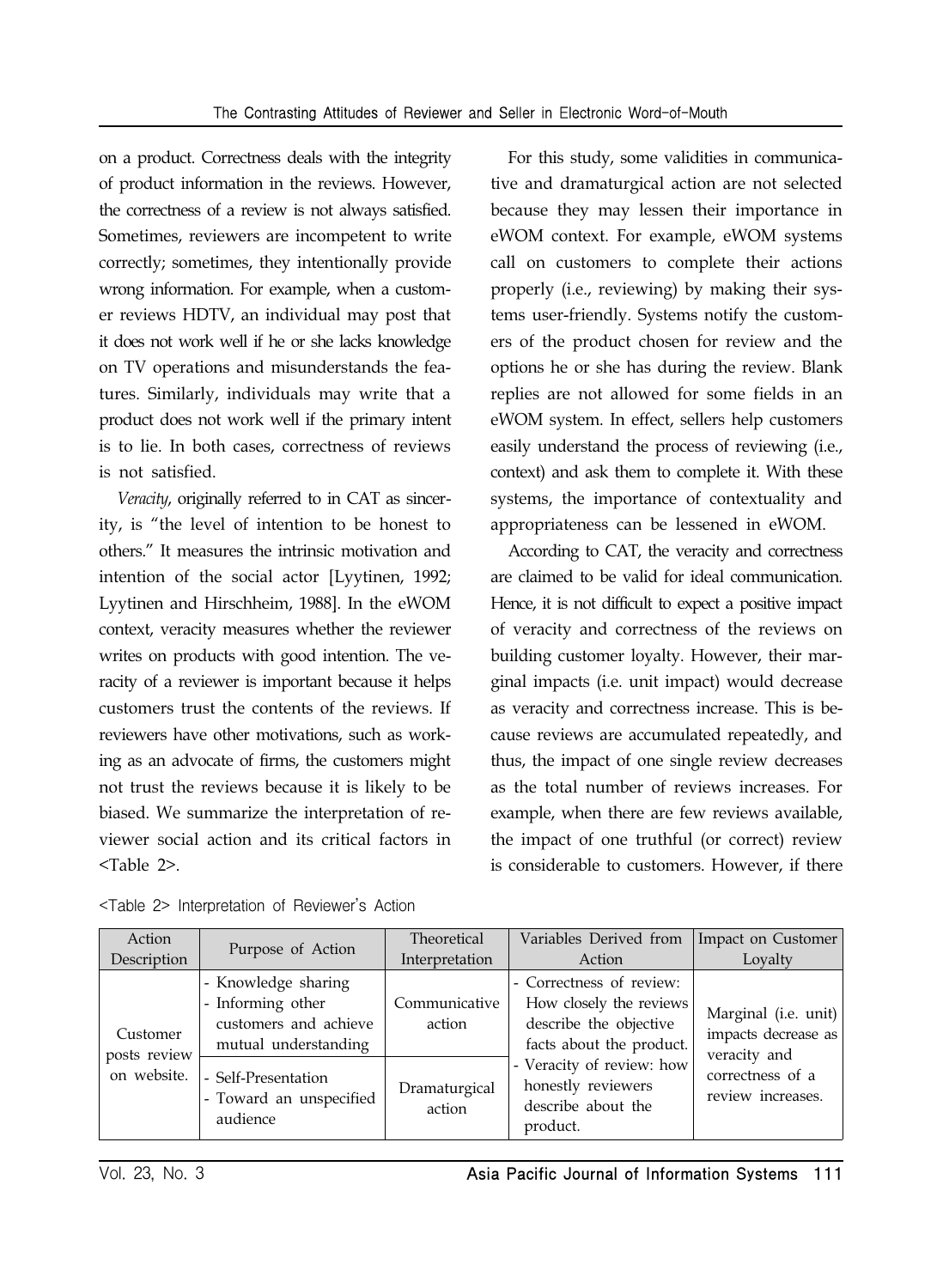on a product. Correctness deals with the integrity of product information in the reviews. However, the correctness of a review is not always satisfied. Sometimes, reviewers are incompetent to write correctly; sometimes, they intentionally provide wrong information. For example, when a customer reviews HDTV, an individual may post that it does not work well if he or she lacks knowledge on TV operations and misunderstands the features. Similarly, individuals may write that a product does not work well if the primary intent is to lie. In both cases, correctness of reviews is not satisfied.

*Veracity*, originally referred to in CAT as sincerity, is "the level of intention to be honest to others." It measures the intrinsic motivation and intention of the social actor [Lyytinen, 1992; Lyytinen and Hirschheim, 1988]. In the eWOM context, veracity measures whether the reviewer writes on products with good intention. The veracity of a reviewer is important because it helps customers trust the contents of the reviews. If reviewers have other motivations, such as working as an advocate of firms, the customers might not trust the reviews because it is likely to be biased. We summarize the interpretation of reviewer social action and its critical factors in <Table 2>.

For this study, some validities in communicative and dramaturgical action are not selected because they may lessen their importance in eWOM context. For example, eWOM systems call on customers to complete their actions properly (i.e., reviewing) by making their systems user-friendly. Systems notify the customers of the product chosen for review and the options he or she has during the review. Blank replies are not allowed for some fields in an eWOM system. In effect, sellers help customers easily understand the process of reviewing (i.e., context) and ask them to complete it. With these systems, the importance of contextuality and appropriateness can be lessened in eWOM.

According to CAT, the veracity and correctness are claimed to be valid for ideal communication. Hence, it is not difficult to expect a positive impact of veracity and correctness of the reviews on building customer loyalty. However, their marginal impacts (i.e. unit impact) would decrease as veracity and correctness increase. This is because reviews are accumulated repeatedly, and thus, the impact of one single review decreases as the total number of reviews increases. For example, when there are few reviews available, the impact of one truthful (or correct) review is considerable to customers. However, if there

<Table 2> Interpretation of Reviewer's Action

| Action Description | Purpose of Action | Theoretical Interpretation | Variables Derived from Action | Impact on Customer Loyalty |
|---|---|---|---|---|
| Customer posts review on website. | - Knowledge sharing<br>- Informing other customers and achieve mutual understanding | Communicative action | - Correctness of review: How closely the reviews describe the objective facts about the product.<br>- Veracity of review: how honestly reviewers describe about the product. | Marginal (i.e. unit) impacts decrease as veracity and correctness of a review increases. |
| | - Self-Presentation<br>- Toward an unspecified audience | Dramaturgical action | | |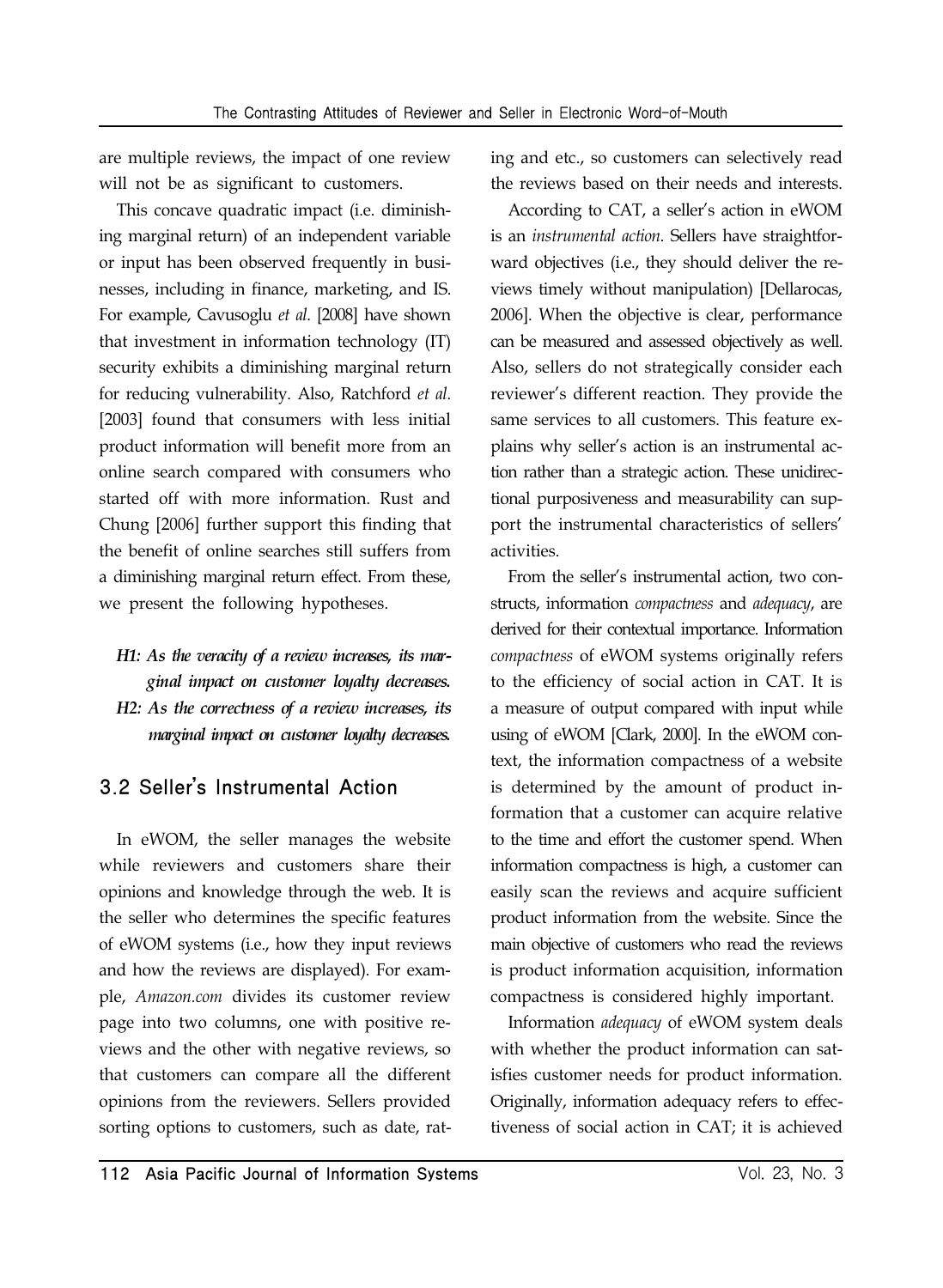are multiple reviews, the impact of one review will not be as significant to customers.

This concave quadratic impact (i.e. diminishing marginal return) of an independent variable or input has been observed frequently in businesses, including in finance, marketing, and IS. For example, Cavusoglu *et al.* [2008] have shown that investment in information technology (IT) security exhibits a diminishing marginal return for reducing vulnerability. Also, Ratchford *et al.* [2003] found that consumers with less initial product information will benefit more from an online search compared with consumers who started off with more information. Rust and Chung [2006] further support this finding that the benefit of online searches still suffers from a diminishing marginal return effect. From these, we present the following hypotheses.

***H1: As the veracity of a review increases, its marginal impact on customer loyalty decreases.***

***H2: As the correctness of a review increases, its marginal impact on customer loyalty decreases.***

## 3.2 Seller's Instrumental Action

In eWOM, the seller manages the website while reviewers and customers share their opinions and knowledge through the web. It is the seller who determines the specific features of eWOM systems (i.e., how they input reviews and how the reviews are displayed). For example, *Amazon.com* divides its customer review page into two columns, one with positive reviews and the other with negative reviews, so that customers can compare all the different opinions from the reviewers. Sellers provided sorting options to customers, such as date, rating and etc., so customers can selectively read the reviews based on their needs and interests.

According to CAT, a seller's action in eWOM is an *instrumental action*. Sellers have straightforward objectives (i.e., they should deliver the reviews timely without manipulation) [Dellarocas, 2006]. When the objective is clear, performance can be measured and assessed objectively as well. Also, sellers do not strategically consider each reviewer's different reaction. They provide the same services to all customers. This feature explains why seller's action is an instrumental action rather than a strategic action. These unidirectional purposiveness and measurability can support the instrumental characteristics of sellers' activities.

From the seller's instrumental action, two constructs, information *compactness* and *adequacy*, are derived for their contextual importance. Information *compactness* of eWOM systems originally refers to the efficiency of social action in CAT. It is a measure of output compared with input while using of eWOM [Clark, 2000]. In the eWOM context, the information compactness of a website is determined by the amount of product information that a customer can acquire relative to the time and effort the customer spend. When information compactness is high, a customer can easily scan the reviews and acquire sufficient product information from the website. Since the main objective of customers who read the reviews is product information acquisition, information compactness is considered highly important.

Information *adequacy* of eWOM system deals with whether the product information can satisfies customer needs for product information. Originally, information adequacy refers to effectiveness of social action in CAT; it is achieved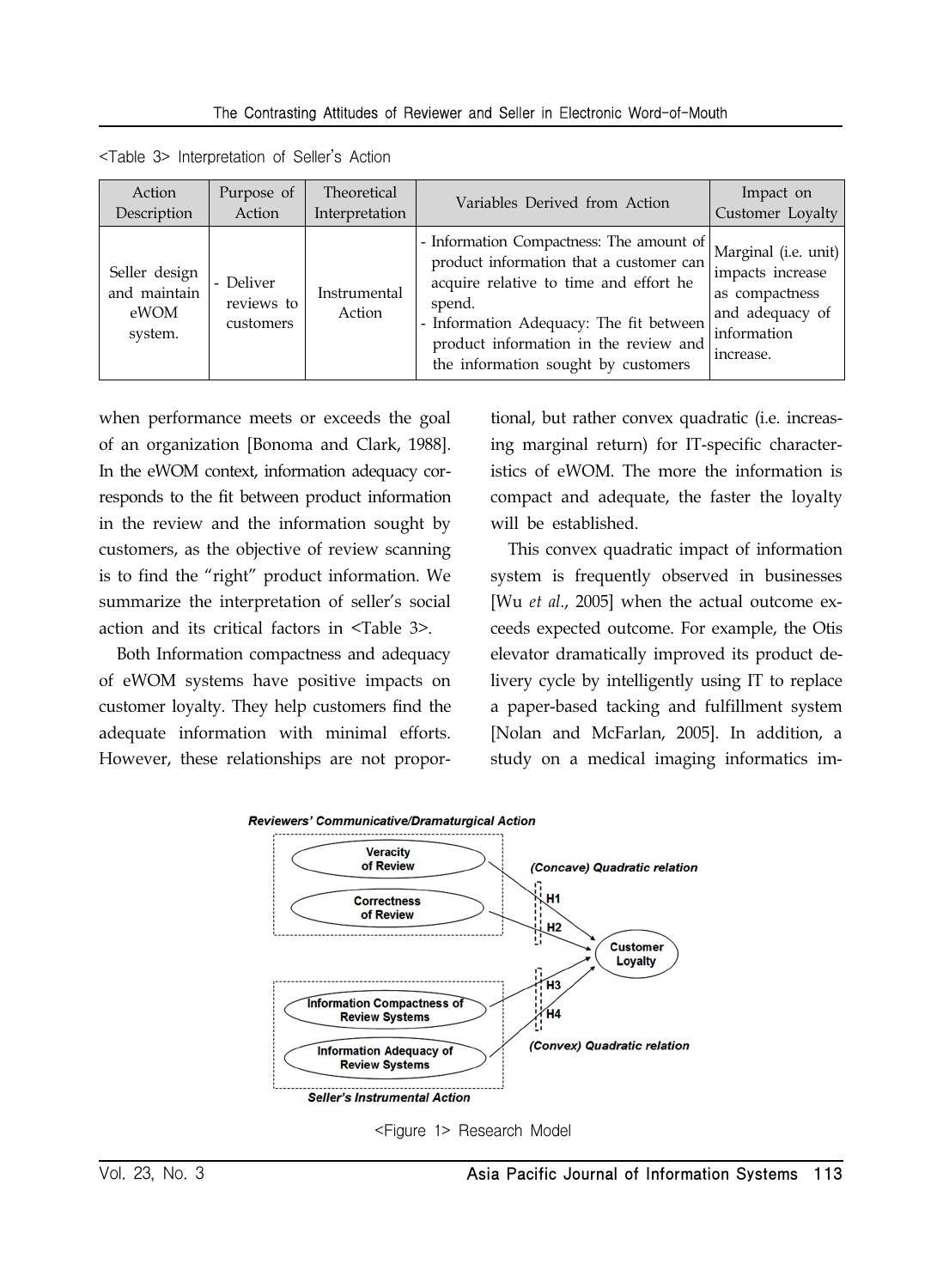<Table 3> Interpretation of Seller's Action

| Action Description | Purpose of Action | Theoretical Interpretation | Variables Derived from Action | Impact on Customer Loyalty |
|---|---|---|---|---|
| Seller design and maintain eWOM system. | - Deliver reviews to customers | Instrumental Action | - Information Compactness: The amount of product information that a customer can acquire relative to time and effort he spend.<br>- Information Adequacy: The fit between product information in the review and the information sought by customers | Marginal (i.e. unit) impacts increase as compactness and adequacy of information increase. |

when performance meets or exceeds the goal of an organization [Bonoma and Clark, 1988]. In the eWOM context, information adequacy corresponds to the fit between product information in the review and the information sought by customers, as the objective of review scanning is to find the "right" product information. We summarize the interpretation of seller's social action and its critical factors in <Table 3>.

Both Information compactness and adequacy of eWOM systems have positive impacts on customer loyalty. They help customers find the adequate information with minimal efforts. However, these relationships are not proportional, but rather convex quadratic (i.e. increasing marginal return) for IT-specific characteristics of eWOM. The more the information is compact and adequate, the faster the loyalty will be established.

This convex quadratic impact of information system is frequently observed in businesses [Wu *et al*., 2005] when the actual outcome exceeds expected outcome. For example, the Otis elevator dramatically improved its product delivery cycle by intelligently using IT to replace a paper-based tacking and fulfillment system [Nolan and McFarlan, 2005]. In addition, a study on a medical imaging informatics im-

**Reviewers' Communicative/Dramaturgical Action**

- Veracity of Review
- Correctness of Review

(Concave) Quadratic relation — H1, H2 → Customer Loyalty

**Seller's Instrumental Action**

- Information Compactness of Review Systems
- Information Adequacy of Review Systems

(Convex) Quadratic relation — H3, H4 → Customer Loyalty

<Figure 1> Research Model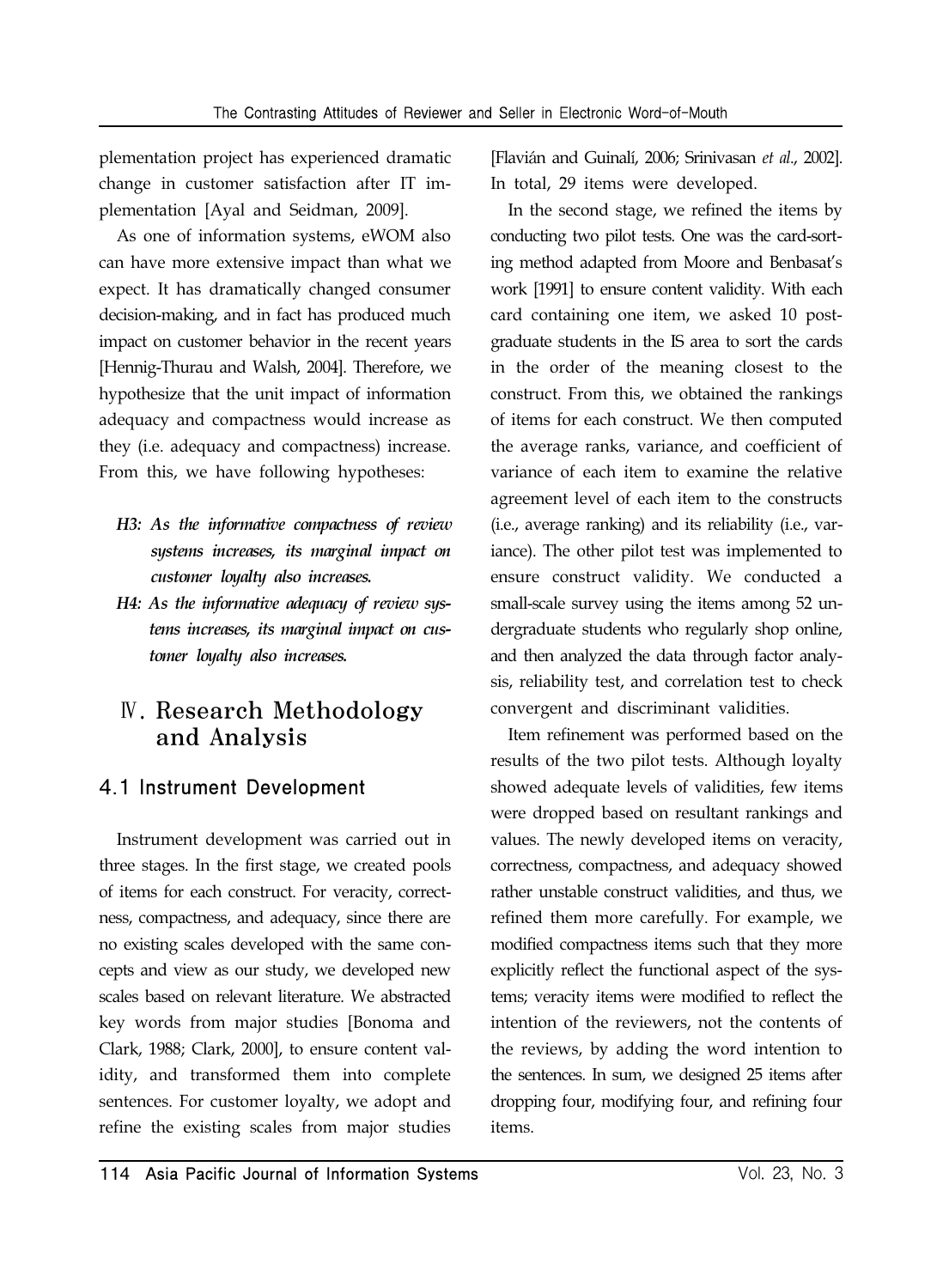plementation project has experienced dramatic change in customer satisfaction after IT implementation [Ayal and Seidman, 2009].

As one of information systems, eWOM also can have more extensive impact than what we expect. It has dramatically changed consumer decision-making, and in fact has produced much impact on customer behavior in the recent years [Hennig-Thurau and Walsh, 2004]. Therefore, we hypothesize that the unit impact of information adequacy and compactness would increase as they (i.e. adequacy and compactness) increase. From this, we have following hypotheses:

- ***H3: As the informative compactness of review systems increases, its marginal impact on customer loyalty also increases.***
- ***H4: As the informative adequacy of review systems increases, its marginal impact on customer loyalty also increases.***

# Ⅳ. Research Methodology and Analysis

## 4.1 Instrument Development

Instrument development was carried out in three stages. In the first stage, we created pools of items for each construct. For veracity, correctness, compactness, and adequacy, since there are no existing scales developed with the same concepts and view as our study, we developed new scales based on relevant literature. We abstracted key words from major studies [Bonoma and Clark, 1988; Clark, 2000], to ensure content validity, and transformed them into complete sentences. For customer loyalty, we adopt and refine the existing scales from major studies [Flavián and Guinalí, 2006; Srinivasan *et al.*, 2002]. In total, 29 items were developed.

In the second stage, we refined the items by conducting two pilot tests. One was the card-sorting method adapted from Moore and Benbasat's work [1991] to ensure content validity. With each card containing one item, we asked 10 postgraduate students in the IS area to sort the cards in the order of the meaning closest to the construct. From this, we obtained the rankings of items for each construct. We then computed the average ranks, variance, and coefficient of variance of each item to examine the relative agreement level of each item to the constructs (i.e., average ranking) and its reliability (i.e., variance). The other pilot test was implemented to ensure construct validity. We conducted a small-scale survey using the items among 52 undergraduate students who regularly shop online, and then analyzed the data through factor analysis, reliability test, and correlation test to check convergent and discriminant validities.

Item refinement was performed based on the results of the two pilot tests. Although loyalty showed adequate levels of validities, few items were dropped based on resultant rankings and values. The newly developed items on veracity, correctness, compactness, and adequacy showed rather unstable construct validities, and thus, we refined them more carefully. For example, we modified compactness items such that they more explicitly reflect the functional aspect of the systems; veracity items were modified to reflect the intention of the reviewers, not the contents of the reviews, by adding the word intention to the sentences. In sum, we designed 25 items after dropping four, modifying four, and refining four items.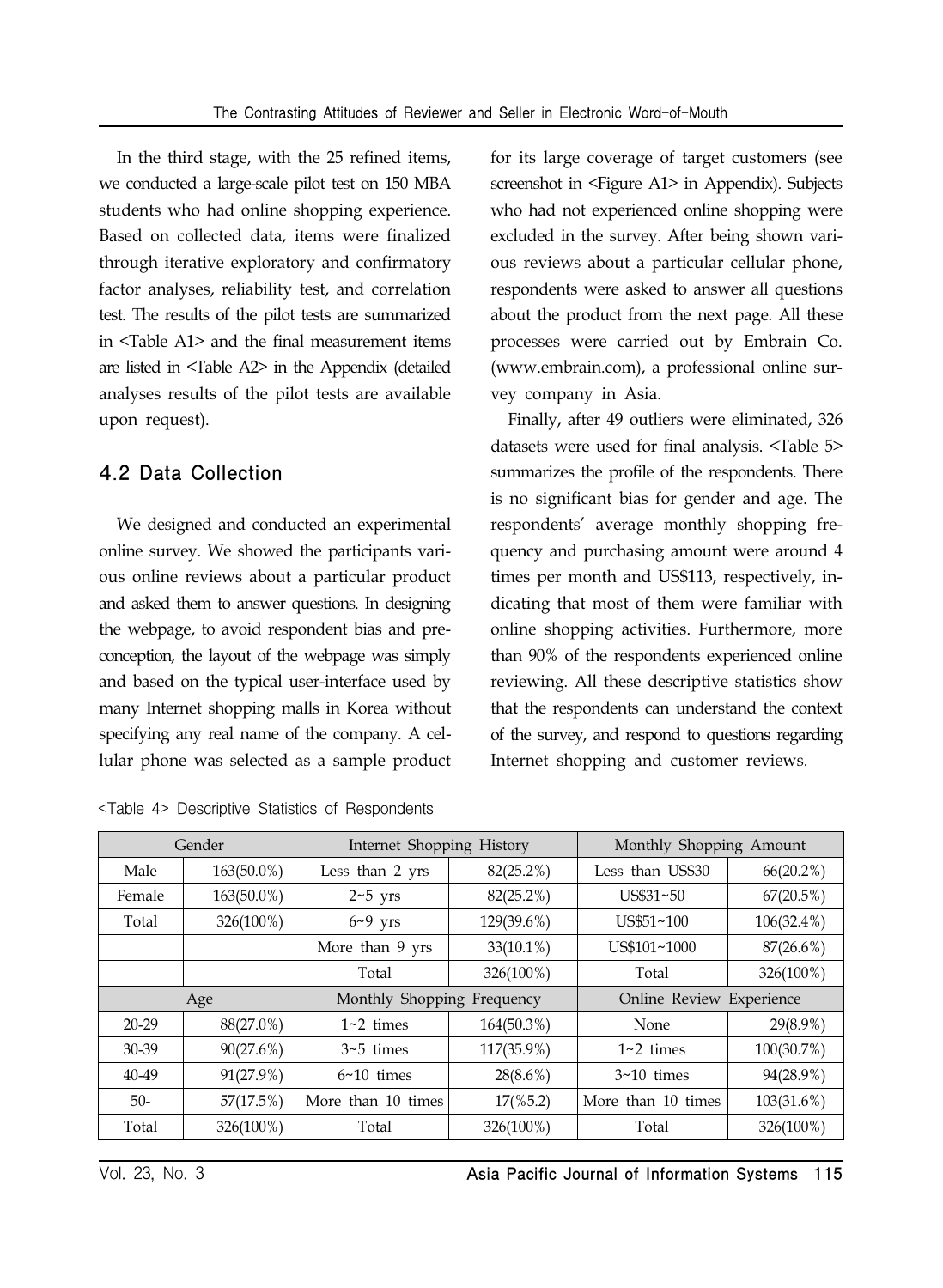In the third stage, with the 25 refined items, we conducted a large-scale pilot test on 150 MBA students who had online shopping experience. Based on collected data, items were finalized through iterative exploratory and confirmatory factor analyses, reliability test, and correlation test. The results of the pilot tests are summarized in <Table A1> and the final measurement items are listed in <Table A2> in the Appendix (detailed analyses results of the pilot tests are available upon request).

## 4.2 Data Collection

We designed and conducted an experimental online survey. We showed the participants various online reviews about a particular product and asked them to answer questions. In designing the webpage, to avoid respondent bias and preconception, the layout of the webpage was simply and based on the typical user-interface used by many Internet shopping malls in Korea without specifying any real name of the company. A cellular phone was selected as a sample product for its large coverage of target customers (see screenshot in <Figure A1> in Appendix). Subjects who had not experienced online shopping were excluded in the survey. After being shown various reviews about a particular cellular phone, respondents were asked to answer all questions about the product from the next page. All these processes were carried out by Embrain Co. (www.embrain.com), a professional online survey company in Asia.

Finally, after 49 outliers were eliminated, 326 datasets were used for final analysis. <Table 5> summarizes the profile of the respondents. There is no significant bias for gender and age. The respondents' average monthly shopping frequency and purchasing amount were around 4 times per month and US$113, respectively, indicating that most of them were familiar with online shopping activities. Furthermore, more than 90% of the respondents experienced online reviewing. All these descriptive statistics show that the respondents can understand the context of the survey, and respond to questions regarding Internet shopping and customer reviews.

<Table 4> Descriptive Statistics of Respondents

| Gender | | Internet Shopping History | | Monthly Shopping Amount | |
|---|---|---|---|---|---|
| Male | 163(50.0%) | Less than 2 yrs | 82(25.2%) | Less than US$30 | 66(20.2%) |
| Female | 163(50.0%) | 2~5 yrs | 82(25.2%) | US$31~50 | 67(20.5%) |
| Total | 326(100%) | 6~9 yrs | 129(39.6%) | US$51~100 | 106(32.4%) |
| | | More than 9 yrs | 33(10.1%) | US$101~1000 | 87(26.6%) |
| | | Total | 326(100%) | Total | 326(100%) |
| **Age** | | **Monthly Shopping Frequency** | | **Online Review Experience** | |
| 20-29 | 88(27.0%) | 1~2 times | 164(50.3%) | None | 29(8.9%) |
| 30-39 | 90(27.6%) | 3~5 times | 117(35.9%) | 1~2 times | 100(30.7%) |
| 40-49 | 91(27.9%) | 6~10 times | 28(8.6%) | 3~10 times | 94(28.9%) |
| 50- | 57(17.5%) | More than 10 times | 17(%5.2) | More than 10 times | 103(31.6%) |
| Total | 326(100%) | Total | 326(100%) | Total | 326(100%) |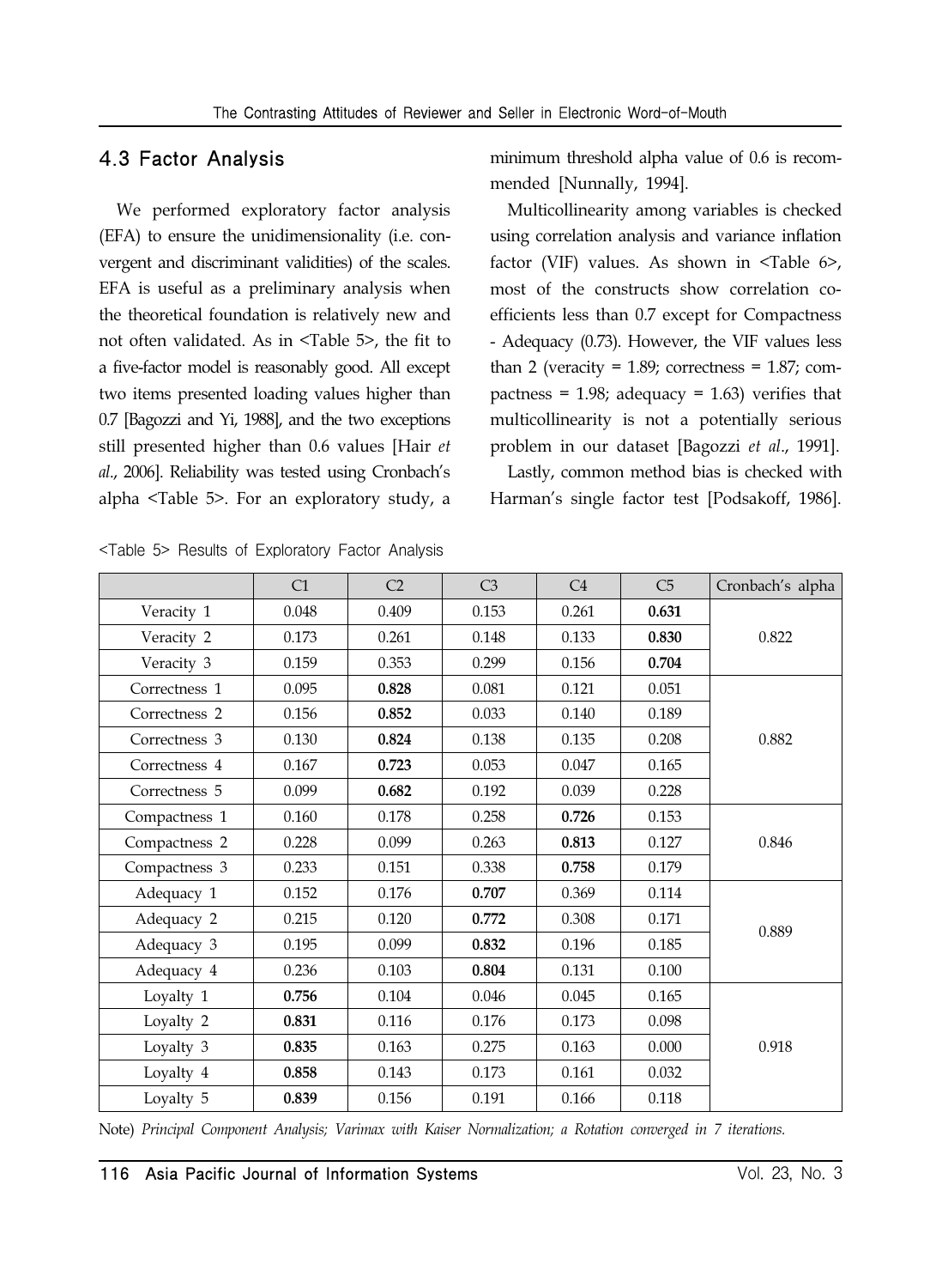## 4.3 Factor Analysis

We performed exploratory factor analysis (EFA) to ensure the unidimensionality (i.e. convergent and discriminant validities) of the scales. EFA is useful as a preliminary analysis when the theoretical foundation is relatively new and not often validated. As in <Table 5>, the fit to a five-factor model is reasonably good. All except two items presented loading values higher than 0.7 [Bagozzi and Yi, 1988], and the two exceptions still presented higher than 0.6 values [Hair *et al*., 2006]. Reliability was tested using Cronbach's alpha <Table 5>. For an exploratory study, a minimum threshold alpha value of 0.6 is recommended [Nunnally, 1994].

Multicollinearity among variables is checked using correlation analysis and variance inflation factor (VIF) values. As shown in <Table 6>, most of the constructs show correlation coefficients less than 0.7 except for Compactness - Adequacy (0.73). However, the VIF values less than 2 (veracity = 1.89; correctness = 1.87; compactness = 1.98; adequacy = 1.63) verifies that multicollinearity is not a potentially serious problem in our dataset [Bagozzi *et al*., 1991].

Lastly, common method bias is checked with Harman's single factor test [Podsakoff, 1986].

<Table 5> Results of Exploratory Factor Analysis

| | C1 | C2 | C3 | C4 | C5 | Cronbach's alpha |
|---|---|---|---|---|---|---|
| Veracity 1 | 0.048 | 0.409 | 0.153 | 0.261 | **0.631** | |
| Veracity 2 | 0.173 | 0.261 | 0.148 | 0.133 | **0.830** | 0.822 |
| Veracity 3 | 0.159 | 0.353 | 0.299 | 0.156 | **0.704** | |
| Correctness 1 | 0.095 | **0.828** | 0.081 | 0.121 | 0.051 | |
| Correctness 2 | 0.156 | **0.852** | 0.033 | 0.140 | 0.189 | |
| Correctness 3 | 0.130 | **0.824** | 0.138 | 0.135 | 0.208 | 0.882 |
| Correctness 4 | 0.167 | **0.723** | 0.053 | 0.047 | 0.165 | |
| Correctness 5 | 0.099 | **0.682** | 0.192 | 0.039 | 0.228 | |
| Compactness 1 | 0.160 | 0.178 | 0.258 | **0.726** | 0.153 | |
| Compactness 2 | 0.228 | 0.099 | 0.263 | **0.813** | 0.127 | 0.846 |
| Compactness 3 | 0.233 | 0.151 | 0.338 | **0.758** | 0.179 | |
| Adequacy 1 | 0.152 | 0.176 | **0.707** | 0.369 | 0.114 | |
| Adequacy 2 | 0.215 | 0.120 | **0.772** | 0.308 | 0.171 | 0.889 |
| Adequacy 3 | 0.195 | 0.099 | **0.832** | 0.196 | 0.185 | |
| Adequacy 4 | 0.236 | 0.103 | **0.804** | 0.131 | 0.100 | |
| Loyalty 1 | **0.756** | 0.104 | 0.046 | 0.045 | 0.165 | |
| Loyalty 2 | **0.831** | 0.116 | 0.176 | 0.173 | 0.098 | |
| Loyalty 3 | **0.835** | 0.163 | 0.275 | 0.163 | 0.000 | 0.918 |
| Loyalty 4 | **0.858** | 0.143 | 0.173 | 0.161 | 0.032 | |
| Loyalty 5 | **0.839** | 0.156 | 0.191 | 0.166 | 0.118 | |

Note) *Principal Component Analysis; Varimax with Kaiser Normalization; a Rotation converged in 7 iterations.*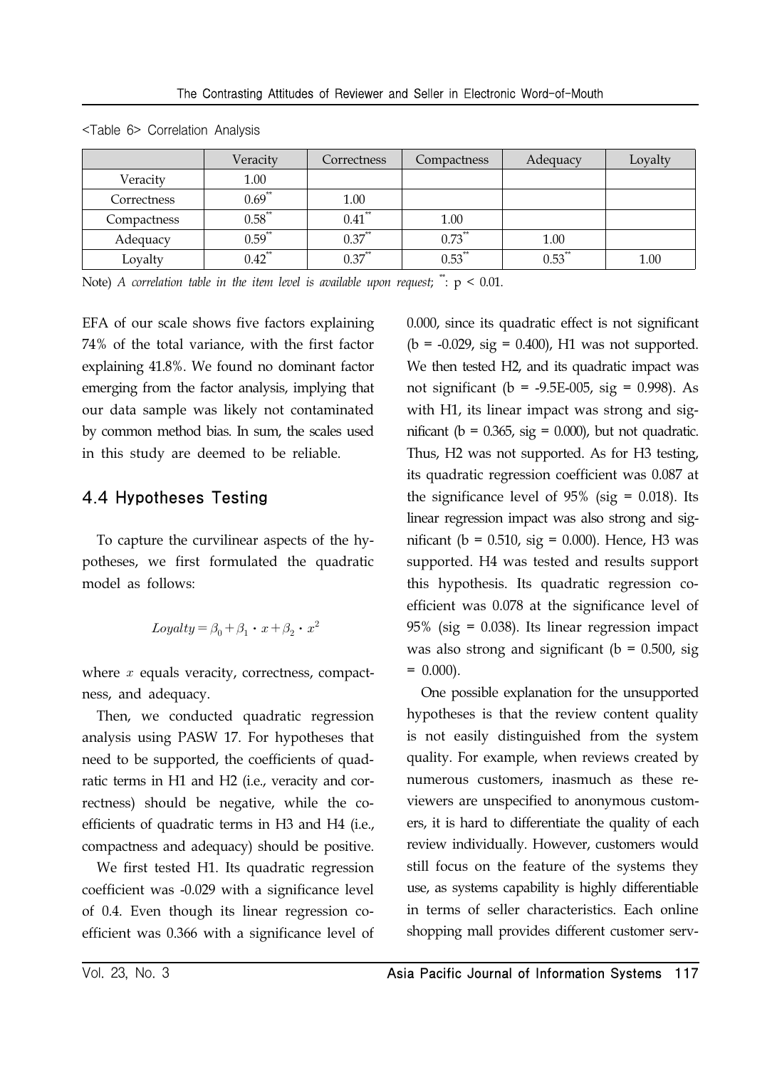<Table 6> Correlation Analysis

| | Veracity | Correctness | Compactness | Adequacy | Loyalty |
|---|---|---|---|---|---|
| Veracity | 1.00 | | | | |
| Correctness | 0.69** | 1.00 | | | |
| Compactness | 0.58** | 0.41** | 1.00 | | |
| Adequacy | 0.59** | 0.37** | 0.73** | 1.00 | |
| Loyalty | 0.42** | 0.37** | 0.53** | 0.53** | 1.00 |

Note) *A correlation table in the item level is available upon request*; **: $p < 0.01$.

EFA of our scale shows five factors explaining 74% of the total variance, with the first factor explaining 41.8%. We found no dominant factor emerging from the factor analysis, implying that our data sample was likely not contaminated by common method bias. In sum, the scales used in this study are deemed to be reliable.

## 4.4 Hypotheses Testing

To capture the curvilinear aspects of the hypotheses, we first formulated the quadratic model as follows:

$$Loyalty = \beta_0 + \beta_1 \cdot x + \beta_2 \cdot x^2$$

where $x$ equals veracity, correctness, compactness, and adequacy.

Then, we conducted quadratic regression analysis using PASW 17. For hypotheses that need to be supported, the coefficients of quadratic terms in H1 and H2 (i.e., veracity and correctness) should be negative, while the coefficients of quadratic terms in H3 and H4 (i.e., compactness and adequacy) should be positive.

We first tested H1. Its quadratic regression coefficient was -0.029 with a significance level of 0.4. Even though its linear regression coefficient was 0.366 with a significance level of 0.000, since its quadratic effect is not significant (b = -0.029, sig = 0.400), H1 was not supported. We then tested H2, and its quadratic impact was not significant (b = -9.5E-005, sig = 0.998). As with H1, its linear impact was strong and significant (b = 0.365, sig = 0.000), but not quadratic. Thus, H2 was not supported. As for H3 testing, its quadratic regression coefficient was 0.087 at the significance level of 95% (sig = 0.018). Its linear regression impact was also strong and significant (b = 0.510, sig = 0.000). Hence, H3 was supported. H4 was tested and results support this hypothesis. Its quadratic regression coefficient was 0.078 at the significance level of 95% (sig = 0.038). Its linear regression impact was also strong and significant (b = 0.500, sig = 0.000).

One possible explanation for the unsupported hypotheses is that the review content quality is not easily distinguished from the system quality. For example, when reviews created by numerous customers, inasmuch as these reviewers are unspecified to anonymous customers, it is hard to differentiate the quality of each review individually. However, customers would still focus on the feature of the systems they use, as systems capability is highly differentiable in terms of seller characteristics. Each online shopping mall provides different customer serv-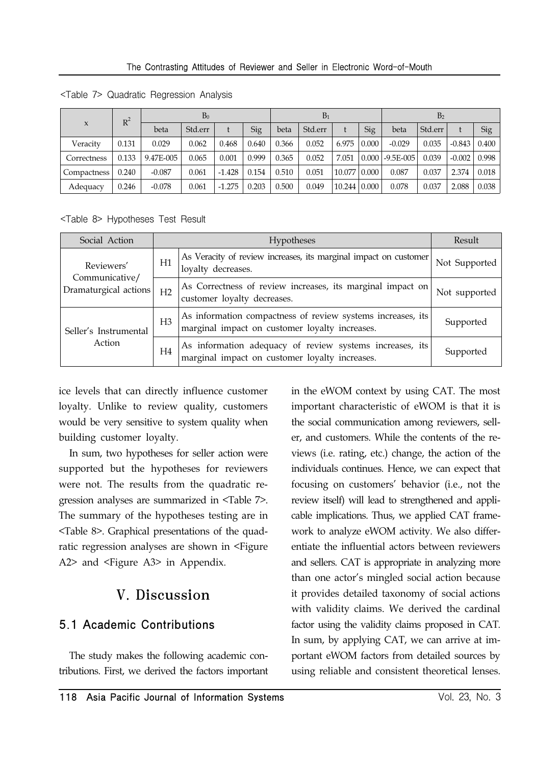<Table 7> Quadratic Regression Analysis

| x | $R^2$ | $B_0$ | | | | $B_1$ | | | | $B_2$ | | | |
|---|---|---|---|---|---|---|---|---|---|---|---|---|---|
| | | beta | Std.err | t | Sig | beta | Std.err | t | Sig | beta | Std.err | t | Sig |
| Veracity | 0.131 | 0.029 | 0.062 | 0.468 | 0.640 | 0.366 | 0.052 | 6.975 | 0.000 | -0.029 | 0.035 | -0.843 | 0.400 |
| Correctness | 0.133 | 9.47E-005 | 0.065 | 0.001 | 0.999 | 0.365 | 0.052 | 7.051 | 0.000 | -9.5E-005 | 0.039 | -0.002 | 0.998 |
| Compactness | 0.240 | -0.087 | 0.061 | -1.428 | 0.154 | 0.510 | 0.051 | 10.077 | 0.000 | 0.087 | 0.037 | 2.374 | 0.018 |
| Adequacy | 0.246 | -0.078 | 0.061 | -1.275 | 0.203 | 0.500 | 0.049 | 10.244 | 0.000 | 0.078 | 0.037 | 2.088 | 0.038 |

<Table 8> Hypotheses Test Result

| Social Action | Hypotheses | | Result |
|---|---|---|---|
| Reviewers' Communicative/ Dramaturgical actions | H1 | As Veracity of review increases, its marginal impact on customer loyalty decreases. | Not Supported |
| | H2 | As Correctness of review increases, its marginal impact on customer loyalty decreases. | Not supported |
| Seller's Instrumental Action | H3 | As information compactness of review systems increases, its marginal impact on customer loyalty increases. | Supported |
| | H4 | As information adequacy of review systems increases, its marginal impact on customer loyalty increases. | Supported |

ice levels that can directly influence customer loyalty. Unlike to review quality, customers would be very sensitive to system quality when building customer loyalty.

In sum, two hypotheses for seller action were supported but the hypotheses for reviewers were not. The results from the quadratic regression analyses are summarized in <Table 7>. The summary of the hypotheses testing are in <Table 8>. Graphical presentations of the quadratic regression analyses are shown in <Figure A2> and <Figure A3> in Appendix.

# V. Discussion

## 5.1 Academic Contributions

The study makes the following academic contributions. First, we derived the factors important in the eWOM context by using CAT. The most important characteristic of eWOM is that it is the social communication among reviewers, seller, and customers. While the contents of the reviews (i.e. rating, etc.) change, the action of the individuals continues. Hence, we can expect that focusing on customers' behavior (i.e., not the review itself) will lead to strengthened and applicable implications. Thus, we applied CAT framework to analyze eWOM activity. We also differentiate the influential actors between reviewers and sellers. CAT is appropriate in analyzing more than one actor's mingled social action because it provides detailed taxonomy of social actions with validity claims. We derived the cardinal factor using the validity claims proposed in CAT. In sum, by applying CAT, we can arrive at important eWOM factors from detailed sources by using reliable and consistent theoretical lenses.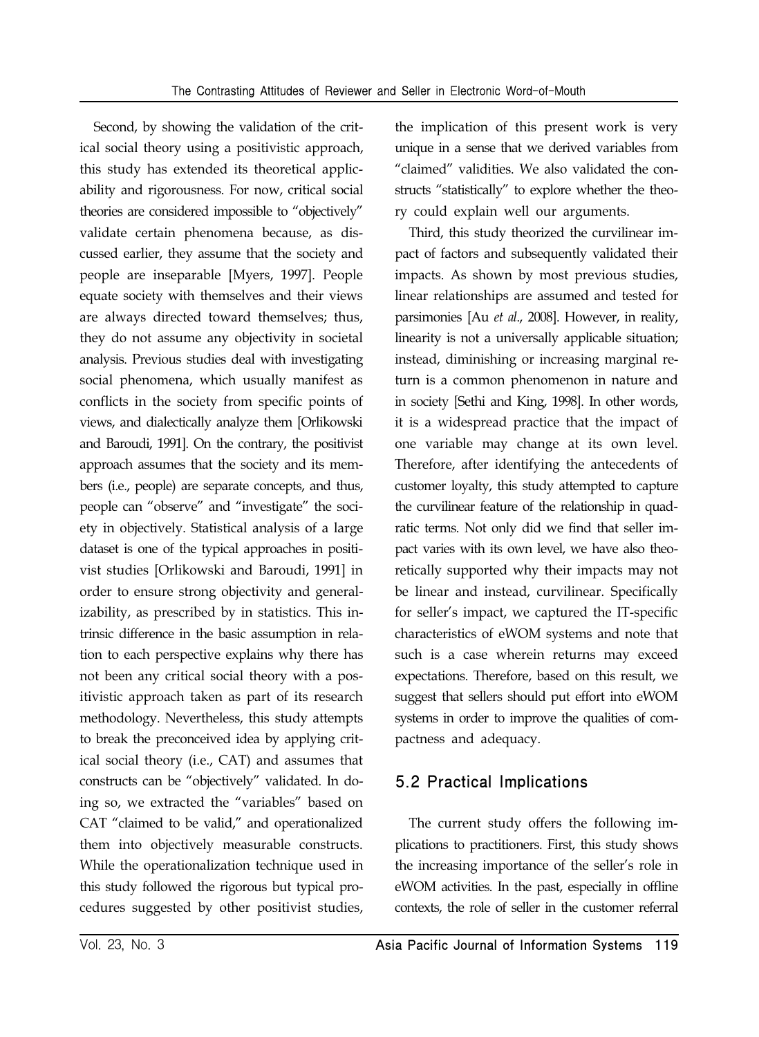Second, by showing the validation of the critical social theory using a positivistic approach, this study has extended its theoretical applicability and rigorousness. For now, critical social theories are considered impossible to "objectively" validate certain phenomena because, as discussed earlier, they assume that the society and people are inseparable [Myers, 1997]. People equate society with themselves and their views are always directed toward themselves; thus, they do not assume any objectivity in societal analysis. Previous studies deal with investigating social phenomena, which usually manifest as conflicts in the society from specific points of views, and dialectically analyze them [Orlikowski and Baroudi, 1991]. On the contrary, the positivist approach assumes that the society and its members (i.e., people) are separate concepts, and thus, people can "observe" and "investigate" the society in objectively. Statistical analysis of a large dataset is one of the typical approaches in positivist studies [Orlikowski and Baroudi, 1991] in order to ensure strong objectivity and generalizability, as prescribed by in statistics. This intrinsic difference in the basic assumption in relation to each perspective explains why there has not been any critical social theory with a positivistic approach taken as part of its research methodology. Nevertheless, this study attempts to break the preconceived idea by applying critical social theory (i.e., CAT) and assumes that constructs can be "objectively" validated. In doing so, we extracted the "variables" based on CAT "claimed to be valid," and operationalized them into objectively measurable constructs. While the operationalization technique used in this study followed the rigorous but typical procedures suggested by other positivist studies, the implication of this present work is very unique in a sense that we derived variables from "claimed" validities. We also validated the constructs "statistically" to explore whether the theory could explain well our arguments.

Third, this study theorized the curvilinear impact of factors and subsequently validated their impacts. As shown by most previous studies, linear relationships are assumed and tested for parsimonies [Au *et al*., 2008]. However, in reality, linearity is not a universally applicable situation; instead, diminishing or increasing marginal return is a common phenomenon in nature and in society [Sethi and King, 1998]. In other words, it is a widespread practice that the impact of one variable may change at its own level. Therefore, after identifying the antecedents of customer loyalty, this study attempted to capture the curvilinear feature of the relationship in quadratic terms. Not only did we find that seller impact varies with its own level, we have also theoretically supported why their impacts may not be linear and instead, curvilinear. Specifically for seller's impact, we captured the IT-specific characteristics of eWOM systems and note that such is a case wherein returns may exceed expectations. Therefore, based on this result, we suggest that sellers should put effort into eWOM systems in order to improve the qualities of compactness and adequacy.

## 5.2 Practical Implications

The current study offers the following implications to practitioners. First, this study shows the increasing importance of the seller's role in eWOM activities. In the past, especially in offline contexts, the role of seller in the customer referral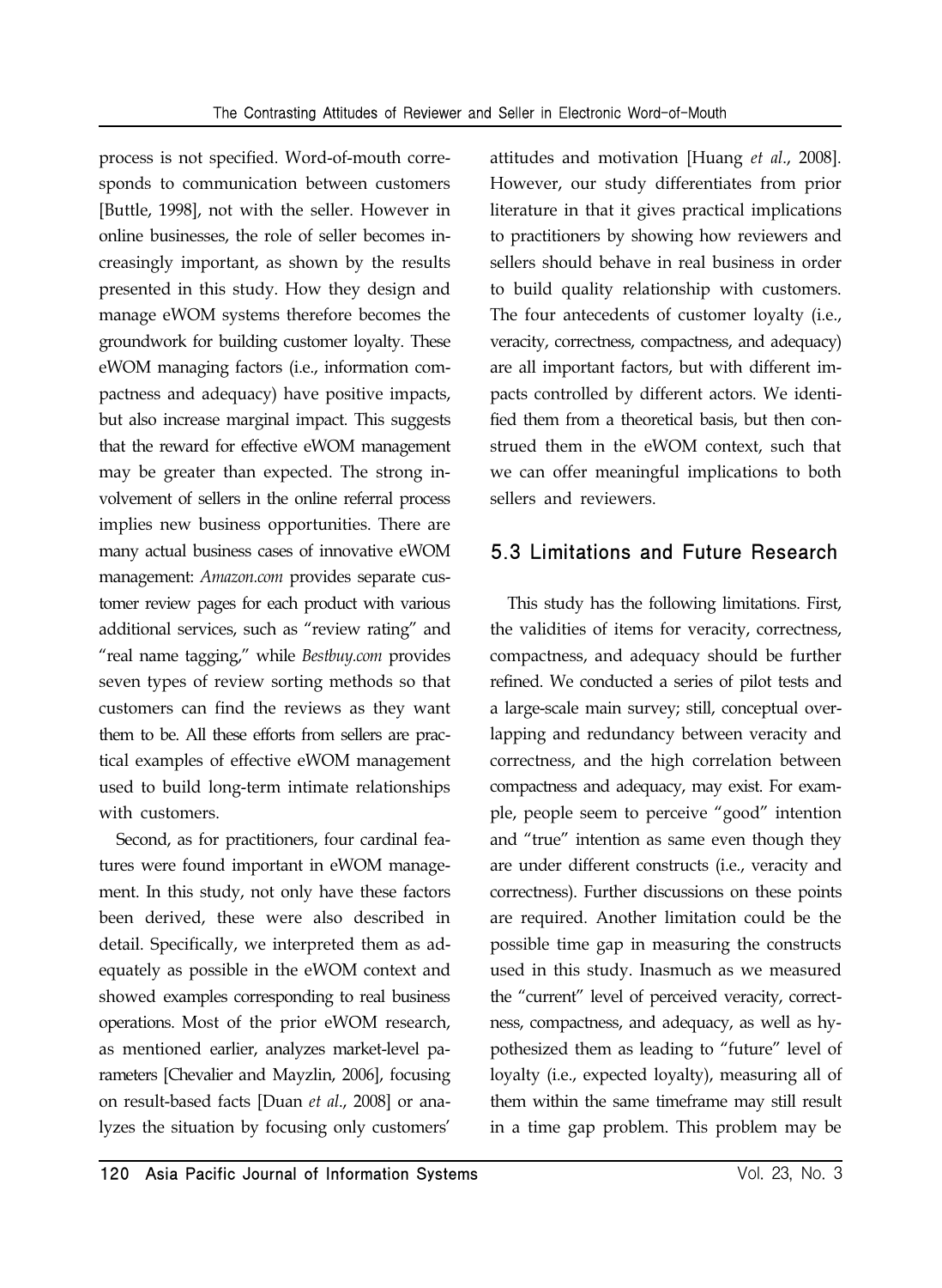process is not specified. Word-of-mouth corresponds to communication between customers [Buttle, 1998], not with the seller. However in online businesses, the role of seller becomes increasingly important, as shown by the results presented in this study. How they design and manage eWOM systems therefore becomes the groundwork for building customer loyalty. These eWOM managing factors (i.e., information compactness and adequacy) have positive impacts, but also increase marginal impact. This suggests that the reward for effective eWOM management may be greater than expected. The strong involvement of sellers in the online referral process implies new business opportunities. There are many actual business cases of innovative eWOM management: *Amazon.com* provides separate customer review pages for each product with various additional services, such as "review rating" and "real name tagging," while *Bestbuy.com* provides seven types of review sorting methods so that customers can find the reviews as they want them to be. All these efforts from sellers are practical examples of effective eWOM management used to build long-term intimate relationships with customers.

Second, as for practitioners, four cardinal features were found important in eWOM management. In this study, not only have these factors been derived, these were also described in detail. Specifically, we interpreted them as adequately as possible in the eWOM context and showed examples corresponding to real business operations. Most of the prior eWOM research, as mentioned earlier, analyzes market-level parameters [Chevalier and Mayzlin, 2006], focusing on result-based facts [Duan *et al*., 2008] or analyzes the situation by focusing only customers' attitudes and motivation [Huang *et al*., 2008]. However, our study differentiates from prior literature in that it gives practical implications to practitioners by showing how reviewers and sellers should behave in real business in order to build quality relationship with customers. The four antecedents of customer loyalty (i.e., veracity, correctness, compactness, and adequacy) are all important factors, but with different impacts controlled by different actors. We identified them from a theoretical basis, but then construed them in the eWOM context, such that we can offer meaningful implications to both sellers and reviewers.

## 5.3 Limitations and Future Research

This study has the following limitations. First, the validities of items for veracity, correctness, compactness, and adequacy should be further refined. We conducted a series of pilot tests and a large-scale main survey; still, conceptual overlapping and redundancy between veracity and correctness, and the high correlation between compactness and adequacy, may exist. For example, people seem to perceive "good" intention and "true" intention as same even though they are under different constructs (i.e., veracity and correctness). Further discussions on these points are required. Another limitation could be the possible time gap in measuring the constructs used in this study. Inasmuch as we measured the "current" level of perceived veracity, correctness, compactness, and adequacy, as well as hypothesized them as leading to "future" level of loyalty (i.e., expected loyalty), measuring all of them within the same timeframe may still result in a time gap problem. This problem may be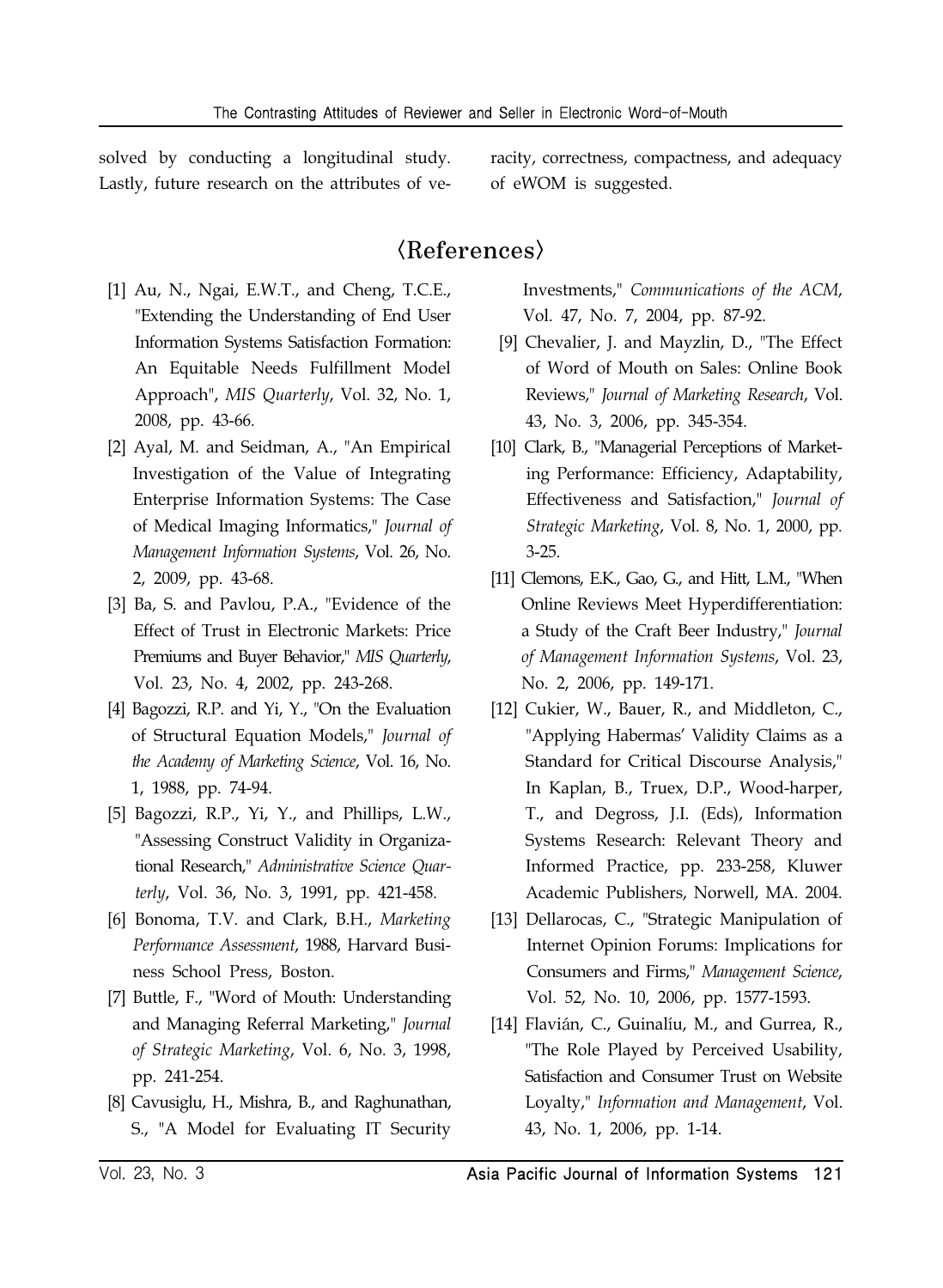solved by conducting a longitudinal study. Lastly, future research on the attributes of veracity, correctness, compactness, and adequacy of eWOM is suggested.

## 〈References〉

[1] Au, N., Ngai, E.W.T., and Cheng, T.C.E., "Extending the Understanding of End User Information Systems Satisfaction Formation: An Equitable Needs Fulfillment Model Approach", *MIS Quarterly*, Vol. 32, No. 1, 2008, pp. 43-66.

[2] Ayal, M. and Seidman, A., "An Empirical Investigation of the Value of Integrating Enterprise Information Systems: The Case of Medical Imaging Informatics," *Journal of Management Information Systems*, Vol. 26, No. 2, 2009, pp. 43-68.

[3] Ba, S. and Pavlou, P.A., "Evidence of the Effect of Trust in Electronic Markets: Price Premiums and Buyer Behavior," *MIS Quarterly*, Vol. 23, No. 4, 2002, pp. 243-268.

[4] Bagozzi, R.P. and Yi, Y., "On the Evaluation of Structural Equation Models," *Journal of the Academy of Marketing Science*, Vol. 16, No. 1, 1988, pp. 74-94.

[5] Bagozzi, R.P., Yi, Y., and Phillips, L.W., "Assessing Construct Validity in Organizational Research," *Administrative Science Quarterly*, Vol. 36, No. 3, 1991, pp. 421-458.

[6] Bonoma, T.V. and Clark, B.H., *Marketing Performance Assessment*, 1988, Harvard Business School Press, Boston.

[7] Buttle, F., "Word of Mouth: Understanding and Managing Referral Marketing," *Journal of Strategic Marketing*, Vol. 6, No. 3, 1998, pp. 241-254.

[8] Cavusiglu, H., Mishra, B., and Raghunathan, S., "A Model for Evaluating IT Security Investments," *Communications of the ACM*, Vol. 47, No. 7, 2004, pp. 87-92.

[9] Chevalier, J. and Mayzlin, D., "The Effect of Word of Mouth on Sales: Online Book Reviews," *Journal of Marketing Research*, Vol. 43, No. 3, 2006, pp. 345-354.

[10] Clark, B., "Managerial Perceptions of Marketing Performance: Efficiency, Adaptability, Effectiveness and Satisfaction," *Journal of Strategic Marketing*, Vol. 8, No. 1, 2000, pp. 3-25.

[11] Clemons, E.K., Gao, G., and Hitt, L.M., "When Online Reviews Meet Hyperdifferentiation: a Study of the Craft Beer Industry," *Journal of Management Information Systems*, Vol. 23, No. 2, 2006, pp. 149-171.

[12] Cukier, W., Bauer, R., and Middleton, C., "Applying Habermas' Validity Claims as a Standard for Critical Discourse Analysis," In Kaplan, B., Truex, D.P., Wood-harper, T., and Degross, J.I. (Eds), Information Systems Research: Relevant Theory and Informed Practice, pp. 233-258, Kluwer Academic Publishers, Norwell, MA. 2004.

[13] Dellarocas, C., "Strategic Manipulation of Internet Opinion Forums: Implications for Consumers and Firms," *Management Science*, Vol. 52, No. 10, 2006, pp. 1577-1593.

[14] Flavián, C., Guinalíu, M., and Gurrea, R., "The Role Played by Perceived Usability, Satisfaction and Consumer Trust on Website Loyalty," *Information and Management*, Vol. 43, No. 1, 2006, pp. 1-14.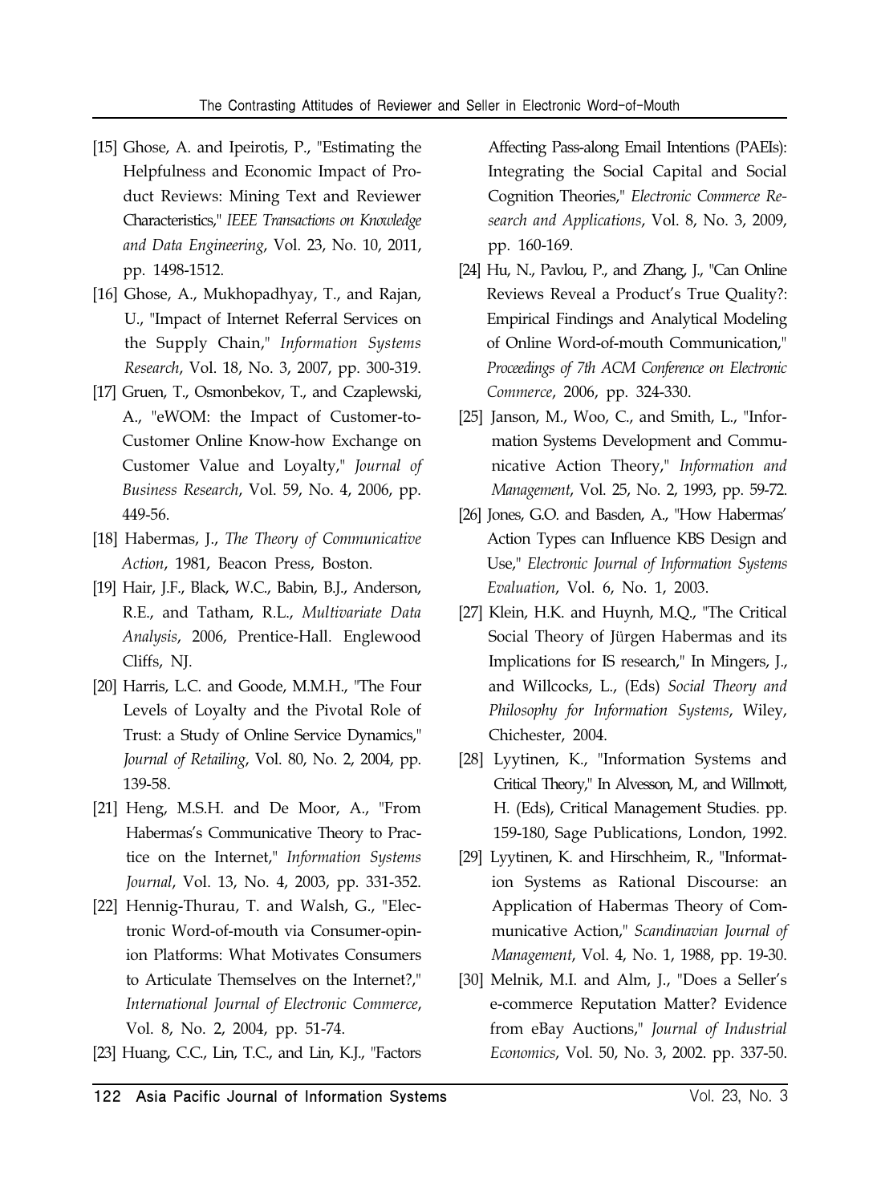[15] Ghose, A. and Ipeirotis, P., "Estimating the Helpfulness and Economic Impact of Product Reviews: Mining Text and Reviewer Characteristics," *IEEE Transactions on Knowledge and Data Engineering*, Vol. 23, No. 10, 2011, pp. 1498-1512.

[16] Ghose, A., Mukhopadhyay, T., and Rajan, U., "Impact of Internet Referral Services on the Supply Chain," *Information Systems Research*, Vol. 18, No. 3, 2007, pp. 300-319.

[17] Gruen, T., Osmonbekov, T., and Czaplewski, A., "eWOM: the Impact of Customer-to-Customer Online Know-how Exchange on Customer Value and Loyalty," *Journal of Business Research*, Vol. 59, No. 4, 2006, pp. 449-56.

[18] Habermas, J., *The Theory of Communicative Action*, 1981, Beacon Press, Boston.

[19] Hair, J.F., Black, W.C., Babin, B.J., Anderson, R.E., and Tatham, R.L., *Multivariate Data Analysis*, 2006, Prentice-Hall. Englewood Cliffs, NJ.

[20] Harris, L.C. and Goode, M.M.H., "The Four Levels of Loyalty and the Pivotal Role of Trust: a Study of Online Service Dynamics," *Journal of Retailing*, Vol. 80, No. 2, 2004, pp. 139-58.

[21] Heng, M.S.H. and De Moor, A., "From Habermas's Communicative Theory to Practice on the Internet," *Information Systems Journal*, Vol. 13, No. 4, 2003, pp. 331-352.

[22] Hennig-Thurau, T. and Walsh, G., "Electronic Word-of-mouth via Consumer-opinion Platforms: What Motivates Consumers to Articulate Themselves on the Internet?," *International Journal of Electronic Commerce*, Vol. 8, No. 2, 2004, pp. 51-74.

[23] Huang, C.C., Lin, T.C., and Lin, K.J., "Factors Affecting Pass-along Email Intentions (PAEIs): Integrating the Social Capital and Social Cognition Theories," *Electronic Commerce Research and Applications*, Vol. 8, No. 3, 2009, pp. 160-169.

[24] Hu, N., Pavlou, P., and Zhang, J., "Can Online Reviews Reveal a Product's True Quality?: Empirical Findings and Analytical Modeling of Online Word-of-mouth Communication," *Proceedings of 7th ACM Conference on Electronic Commerce*, 2006, pp. 324-330.

[25] Janson, M., Woo, C., and Smith, L., "Information Systems Development and Communicative Action Theory," *Information and Management*, Vol. 25, No. 2, 1993, pp. 59-72.

[26] Jones, G.O. and Basden, A., "How Habermas' Action Types can Influence KBS Design and Use," *Electronic Journal of Information Systems Evaluation*, Vol. 6, No. 1, 2003.

[27] Klein, H.K. and Huynh, M.Q., "The Critical Social Theory of Jürgen Habermas and its Implications for IS research," In Mingers, J., and Willcocks, L., (Eds) *Social Theory and Philosophy for Information Systems*, Wiley, Chichester, 2004.

[28] Lyytinen, K., "Information Systems and Critical Theory," In Alvesson, M., and Willmott, H. (Eds), Critical Management Studies. pp. 159-180, Sage Publications, London, 1992.

[29] Lyytinen, K. and Hirschheim, R., "Information Systems as Rational Discourse: an Application of Habermas Theory of Communicative Action," *Scandinavian Journal of Management*, Vol. 4, No. 1, 1988, pp. 19-30.

[30] Melnik, M.I. and Alm, J., "Does a Seller's e-commerce Reputation Matter? Evidence from eBay Auctions," *Journal of Industrial Economics*, Vol. 50, No. 3, 2002. pp. 337-50.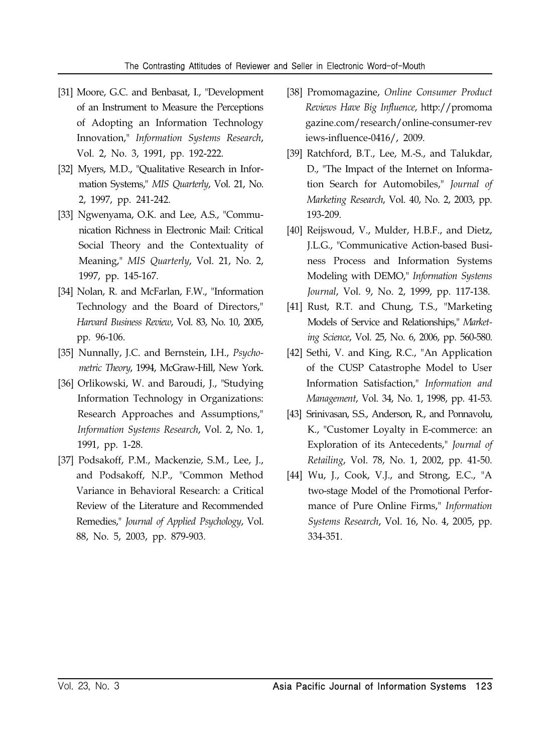[31] Moore, G.C. and Benbasat, I., "Development of an Instrument to Measure the Perceptions of Adopting an Information Technology Innovation," *Information Systems Research*, Vol. 2, No. 3, 1991, pp. 192-222.

[32] Myers, M.D., "Qualitative Research in Information Systems," *MIS Quarterly*, Vol. 21, No. 2, 1997, pp. 241-242.

[33] Ngwenyama, O.K. and Lee, A.S., "Communication Richness in Electronic Mail: Critical Social Theory and the Contextuality of Meaning," *MIS Quarterly*, Vol. 21, No. 2, 1997, pp. 145-167.

[34] Nolan, R. and McFarlan, F.W., "Information Technology and the Board of Directors," *Harvard Business Review*, Vol. 83, No. 10, 2005, pp. 96-106.

[35] Nunnally, J.C. and Bernstein, I.H., *Psychometric Theory*, 1994, McGraw-Hill, New York.

[36] Orlikowski, W. and Baroudi, J., "Studying Information Technology in Organizations: Research Approaches and Assumptions," *Information Systems Research*, Vol. 2, No. 1, 1991, pp. 1-28.

[37] Podsakoff, P.M., Mackenzie, S.M., Lee, J., and Podsakoff, N.P., "Common Method Variance in Behavioral Research: a Critical Review of the Literature and Recommended Remedies," *Journal of Applied Psychology*, Vol. 88, No. 5, 2003, pp. 879-903.

[38] Promomagazine, *Online Consumer Product Reviews Have Big Influence*, http://promomagazine.com/research/online-consumer-reviews-influence-0416/, 2009.

[39] Ratchford, B.T., Lee, M.-S., and Talukdar, D., "The Impact of the Internet on Information Search for Automobiles," *Journal of Marketing Research*, Vol. 40, No. 2, 2003, pp. 193-209.

[40] Reijswoud, V., Mulder, H.B.F., and Dietz, J.L.G., "Communicative Action-based Business Process and Information Systems Modeling with DEMO," *Information Systems Journal*, Vol. 9, No. 2, 1999, pp. 117-138.

[41] Rust, R.T. and Chung, T.S., "Marketing Models of Service and Relationships," *Marketing Science*, Vol. 25, No. 6, 2006, pp. 560-580.

[42] Sethi, V. and King, R.C., "An Application of the CUSP Catastrophe Model to User Information Satisfaction," *Information and Management*, Vol. 34, No. 1, 1998, pp. 41-53.

[43] Srinivasan, S.S., Anderson, R., and Ponnavolu, K., "Customer Loyalty in E-commerce: an Exploration of its Antecedents," *Journal of Retailing*, Vol. 78, No. 1, 2002, pp. 41-50.

[44] Wu, J., Cook, V.J., and Strong, E.C., "A two-stage Model of the Promotional Performance of Pure Online Firms," *Information Systems Research*, Vol. 16, No. 4, 2005, pp. 334-351.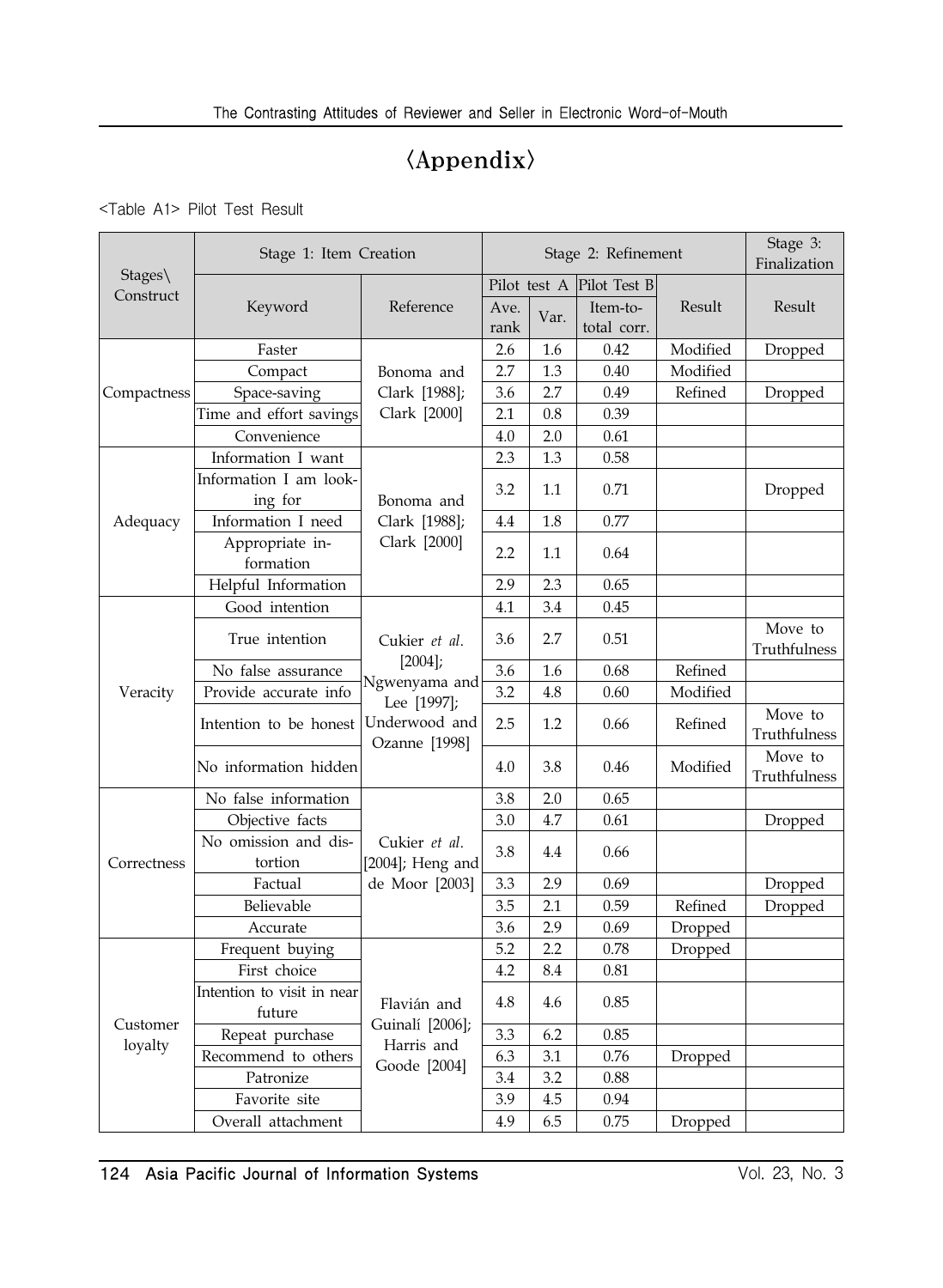# 〈Appendix〉

<Table A1> Pilot Test Result

| Stages\ Construct | Stage 1: Item Creation | | Stage 2: Refinement | | | | Stage 3: Finalization |
|---|---|---|---|---|---|---|---|
| | | | Pilot test A | | Pilot Test B | | |
| | Keyword | Reference | Ave. rank | Var. | Item-to-total corr. | Result | Result |
| Compactness | Faster | Bonoma and Clark [1988]; Clark [2000] | 2.6 | 1.6 | 0.42 | Modified | Dropped |
| | Compact | | 2.7 | 1.3 | 0.40 | Modified | |
| | Space-saving | | 3.6 | 2.7 | 0.49 | Refined | Dropped |
| | Time and effort savings | | 2.1 | 0.8 | 0.39 | | |
| | Convenience | | 4.0 | 2.0 | 0.61 | | |
| Adequacy | Information I want | Bonoma and Clark [1988]; Clark [2000] | 2.3 | 1.3 | 0.58 | | |
| | Information I am looking for | | 3.2 | 1.1 | 0.71 | | Dropped |
| | Information I need | | 4.4 | 1.8 | 0.77 | | |
| | Appropriate information | | 2.2 | 1.1 | 0.64 | | |
| | Helpful Information | | 2.9 | 2.3 | 0.65 | | |
| Veracity | Good intention | Cukier *et al.* [2004]; Ngwenyama and Lee [1997]; Underwood and Ozanne [1998] | 4.1 | 3.4 | 0.45 | | |
| | True intention | | 3.6 | 2.7 | 0.51 | | Move to Truthfulness |
| | No false assurance | | 3.6 | 1.6 | 0.68 | Refined | |
| | Provide accurate info | | 3.2 | 4.8 | 0.60 | Modified | |
| | Intention to be honest | | 2.5 | 1.2 | 0.66 | Refined | Move to Truthfulness |
| | No information hidden | | 4.0 | 3.8 | 0.46 | Modified | Move to Truthfulness |
| Correctness | No false information | Cukier *et al.* [2004]; Heng and de Moor [2003] | 3.8 | 2.0 | 0.65 | | |
| | Objective facts | | 3.0 | 4.7 | 0.61 | | Dropped |
| | No omission and distortion | | 3.8 | 4.4 | 0.66 | | |
| | Factual | | 3.3 | 2.9 | 0.69 | | Dropped |
| | Believable | | 3.5 | 2.1 | 0.59 | Refined | Dropped |
| | Accurate | | 3.6 | 2.9 | 0.69 | Dropped | |
| Customer loyalty | Frequent buying | Flavián and Guinalí [2006]; Harris and Goode [2004] | 5.2 | 2.2 | 0.78 | Dropped | |
| | First choice | | 4.2 | 8.4 | 0.81 | | |
| | Intention to visit in near future | | 4.8 | 4.6 | 0.85 | | |
| | Repeat purchase | | 3.3 | 6.2 | 0.85 | | |
| | Recommend to others | | 6.3 | 3.1 | 0.76 | Dropped | |
| | Patronize | | 3.4 | 3.2 | 0.88 | | |
| | Favorite site | | 3.9 | 4.5 | 0.94 | | |
| | Overall attachment | | 4.9 | 6.5 | 0.75 | Dropped | |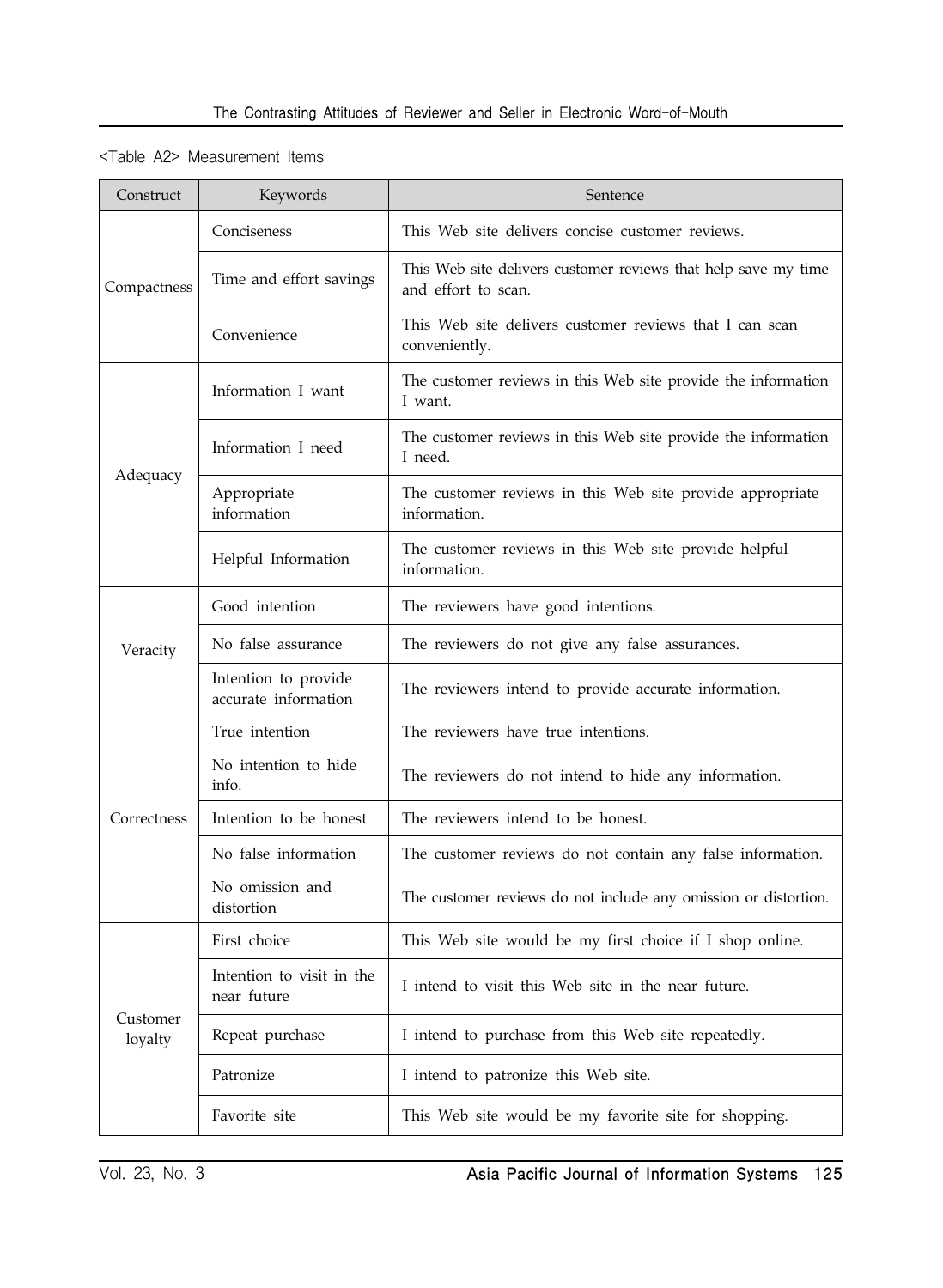<Table A2> Measurement Items

| Construct | Keywords | Sentence |
|---|---|---|
| Compactness | Conciseness | This Web site delivers concise customer reviews. |
| | Time and effort savings | This Web site delivers customer reviews that help save my time and effort to scan. |
| | Convenience | This Web site delivers customer reviews that I can scan conveniently. |
| Adequacy | Information I want | The customer reviews in this Web site provide the information I want. |
| | Information I need | The customer reviews in this Web site provide the information I need. |
| | Appropriate information | The customer reviews in this Web site provide appropriate information. |
| | Helpful Information | The customer reviews in this Web site provide helpful information. |
| Veracity | Good intention | The reviewers have good intentions. |
| | No false assurance | The reviewers do not give any false assurances. |
| | Intention to provide accurate information | The reviewers intend to provide accurate information. |
| Correctness | True intention | The reviewers have true intentions. |
| | No intention to hide info. | The reviewers do not intend to hide any information. |
| | Intention to be honest | The reviewers intend to be honest. |
| | No false information | The customer reviews do not contain any false information. |
| | No omission and distortion | The customer reviews do not include any omission or distortion. |
| Customer loyalty | First choice | This Web site would be my first choice if I shop online. |
| | Intention to visit in the near future | I intend to visit this Web site in the near future. |
| | Repeat purchase | I intend to purchase from this Web site repeatedly. |
| | Patronize | I intend to patronize this Web site. |
| | Favorite site | This Web site would be my favorite site for shopping. |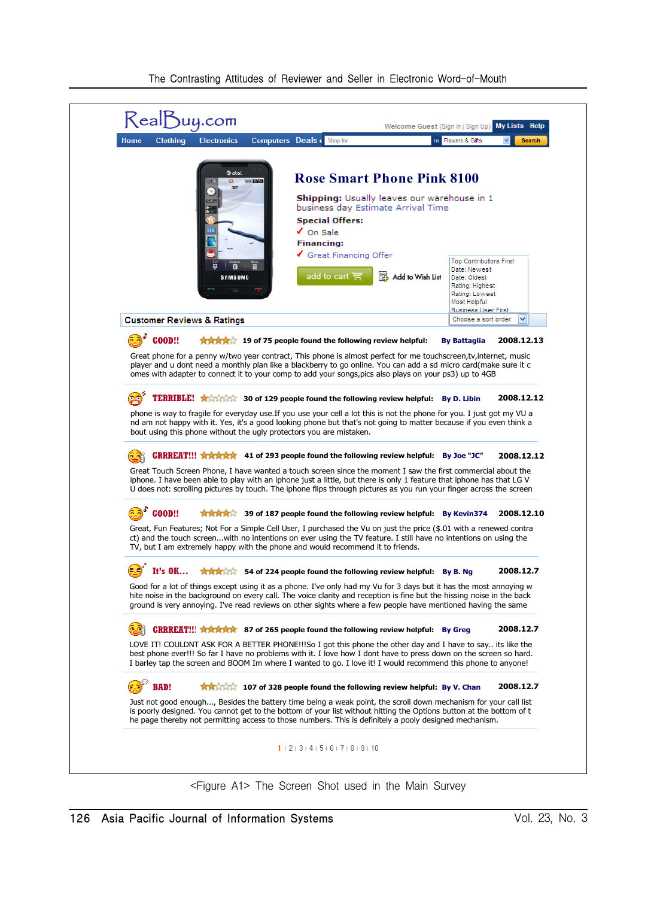RealBuy.com

Welcome Guest (Sign in | Sign Up) My Lists Help

Home Clothing Electronics Computers Deals Shop for in Flowers & Gifts Search

## Rose Smart Phone Pink 8100

**Shipping:** Usually leaves our warehouse in 1 business day Estimate Arrival Time

**Special Offers:**

✔ On Sale

**Financing:**

✔ Great Financing Offer

add to cart Add to Wish List

Top Contributors First
Date: Newest
Date: Oldest
Rating: Highest
Rating: Lowest
Most Helpful
Business User First
Choose a sort order

**Customer Reviews & Ratings**

**GOOD!!** ★★★★☆ **19 of 75 people found the following review helpful:** **By Battaglia** **2008.12.13**

Great phone for a penny w/two year contract, This phone is almost perfect for me touchscreen,tv,internet, music player and u dont need a monthly plan like a blackberry to go online. You can add a sd micro card(make sure it comes with adapter to connect it to your comp to add your songs,pics also plays on your ps3) up to 4GB

**TERRIBLE!** ★☆☆☆☆ **30 of 129 people found the following review helpful:** **By D. Libin** **2008.12.12**

phone is way to fragile for everyday use.If you use your cell a lot this is not the phone for you. I just got my VU and am not happy with it. Yes, it's a good looking phone but that's not going to matter because if you even think about using this phone without the ugly protectors you are mistaken.

**GRRREAT!!!** ★★★★★ **41 of 293 people found the following review helpful:** **By Joe "JC"** **2008.12.12**

Great Touch Screen Phone, I have wanted a touch screen since the moment I saw the first commercial about the iphone. I have been able to play with an iphone just a little, but there is only 1 feature that iphone has that LG VU does not: scrolling pictures by touch. The iphone flips through pictures as you run your finger across the screen

**GOOD!!** ★★★★☆ **39 of 187 people found the following review helpful:** **By Kevin374** **2008.12.10**

Great, Fun Features; Not For a Simple Cell User, I purchased the Vu on just the price ($.01 with a renewed contract) and the touch screen...with no intentions on ever using the TV feature. I still have no intentions on using the TV, but I am extremely happy with the phone and would recommend it to friends.

**It's OK...** ★★★☆☆ **54 of 224 people found the following review helpful:** **By B. Ng** **2008.12.7**

Good for a lot of things except using it as a phone. I've only had my Vu for 3 days but it has the most annoying white noise in the background on every call. The voice clarity and reception is fine but the hissing noise in the background is very annoying. I've read reviews on other sights where a few people have mentioned having the same

**GRRREAT!!!** ★★★★★ **87 of 265 people found the following review helpful:** **By Greg** **2008.12.7**

LOVE IT! COULDNT ASK FOR A BETTER PHONE!!!So I got this phone the other day and I have to say.. its like the best phone ever!!! So far I have no problems with it. I love how I dont have to press down on the screen so hard. I barley tap the screen and BOOM Im where I wanted to go. I love it! I would recommend this phone to anyone!

**BAD!** ★★☆☆☆ **107 of 328 people found the following review helpful:** **By V. Chan** **2008.12.7**

Just not good enough..., Besides the battery time being a weak point, the scroll down mechanism for your call list is poorly designed. You cannot get to the bottom of your list without hitting the Options button at the bottom of the page thereby not permitting access to those numbers. This is definitely a pooly designed mechanism.

1 | 2 | 3 | 4 | 5 | 6 | 7 | 8 | 9 | 10

<Figure A1> The Screen Shot used in the Main Survey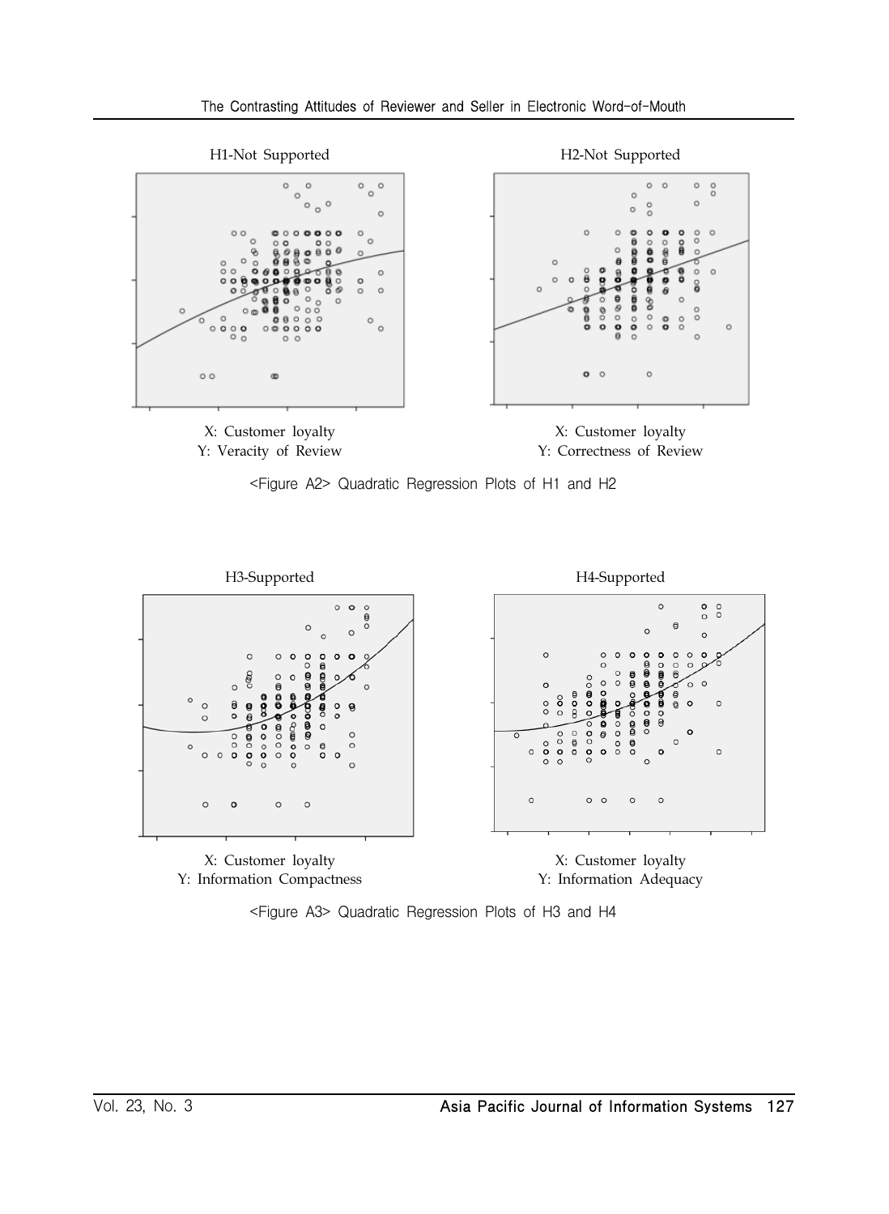H1-Not Supported

X: Customer loyalty
Y: Veracity of Review

H2-Not Supported

X: Customer loyalty
Y: Correctness of Review

<Figure A2> Quadratic Regression Plots of H1 and H2

H3-Supported

X: Customer loyalty
Y: Information Compactness

H4-Supported

X: Customer loyalty
Y: Information Adequacy

<Figure A3> Quadratic Regression Plots of H3 and H4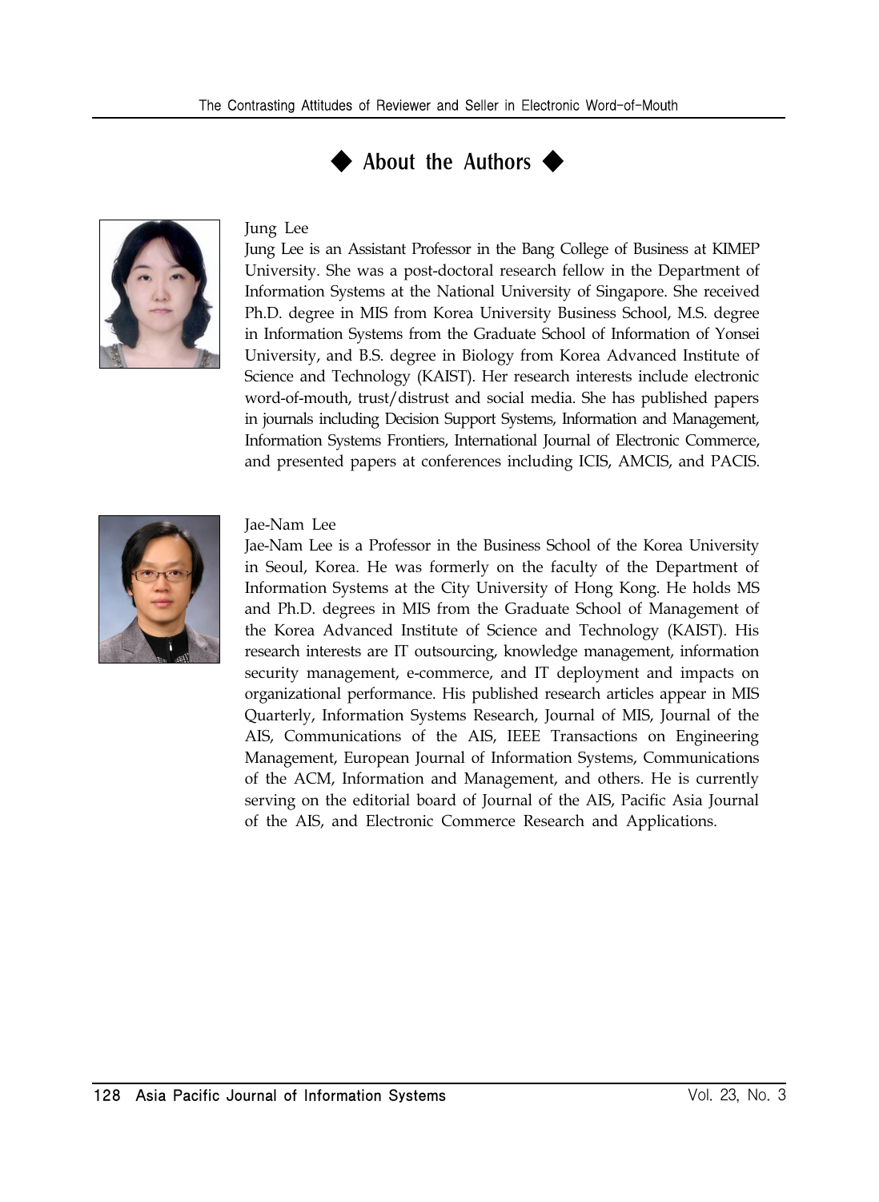## ◆ About the Authors ◆

### Jung Lee

Jung Lee is an Assistant Professor in the Bang College of Business at KIMEP University. She was a post-doctoral research fellow in the Department of Information Systems at the National University of Singapore. She received Ph.D. degree in MIS from Korea University Business School, M.S. degree in Information Systems from the Graduate School of Information of Yonsei University, and B.S. degree in Biology from Korea Advanced Institute of Science and Technology (KAIST). Her research interests include electronic word-of-mouth, trust/distrust and social media. She has published papers in journals including Decision Support Systems, Information and Management, Information Systems Frontiers, International Journal of Electronic Commerce, and presented papers at conferences including ICIS, AMCIS, and PACIS.

### Jae-Nam Lee

Jae-Nam Lee is a Professor in the Business School of the Korea University in Seoul, Korea. He was formerly on the faculty of the Department of Information Systems at the City University of Hong Kong. He holds MS and Ph.D. degrees in MIS from the Graduate School of Management of the Korea Advanced Institute of Science and Technology (KAIST). His research interests are IT outsourcing, knowledge management, information security management, e-commerce, and IT deployment and impacts on organizational performance. His published research articles appear in MIS Quarterly, Information Systems Research, Journal of MIS, Journal of the AIS, Communications of the AIS, IEEE Transactions on Engineering Management, European Journal of Information Systems, Communications of the ACM, Information and Management, and others. He is currently serving on the editorial board of Journal of the AIS, Pacific Asia Journal of the AIS, and Electronic Commerce Research and Applications.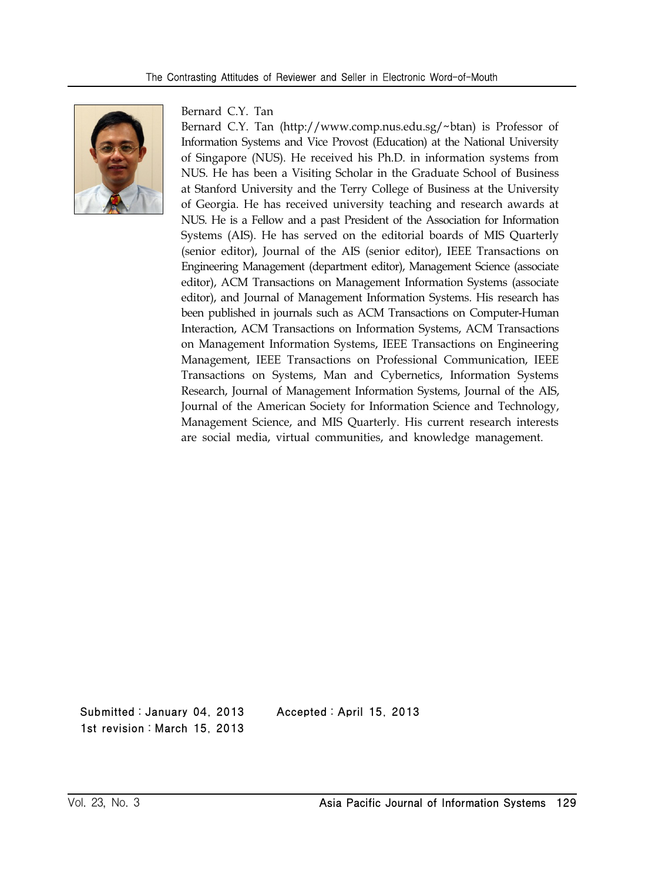Bernard C.Y. Tan

Bernard C.Y. Tan (http://www.comp.nus.edu.sg/~btan) is Professor of Information Systems and Vice Provost (Education) at the National University of Singapore (NUS). He received his Ph.D. in information systems from NUS. He has been a Visiting Scholar in the Graduate School of Business at Stanford University and the Terry College of Business at the University of Georgia. He has received university teaching and research awards at NUS. He is a Fellow and a past President of the Association for Information Systems (AIS). He has served on the editorial boards of MIS Quarterly (senior editor), Journal of the AIS (senior editor), IEEE Transactions on Engineering Management (department editor), Management Science (associate editor), ACM Transactions on Management Information Systems (associate editor), and Journal of Management Information Systems. His research has been published in journals such as ACM Transactions on Computer-Human Interaction, ACM Transactions on Information Systems, ACM Transactions on Management Information Systems, IEEE Transactions on Engineering Management, IEEE Transactions on Professional Communication, IEEE Transactions on Systems, Man and Cybernetics, Information Systems Research, Journal of Management Information Systems, Journal of the AIS, Journal of the American Society for Information Science and Technology, Management Science, and MIS Quarterly. His current research interests are social media, virtual communities, and knowledge management.

**Submitted : January 04, 2013** **Accepted : April 15, 2013**
**1st revision : March 15, 2013**